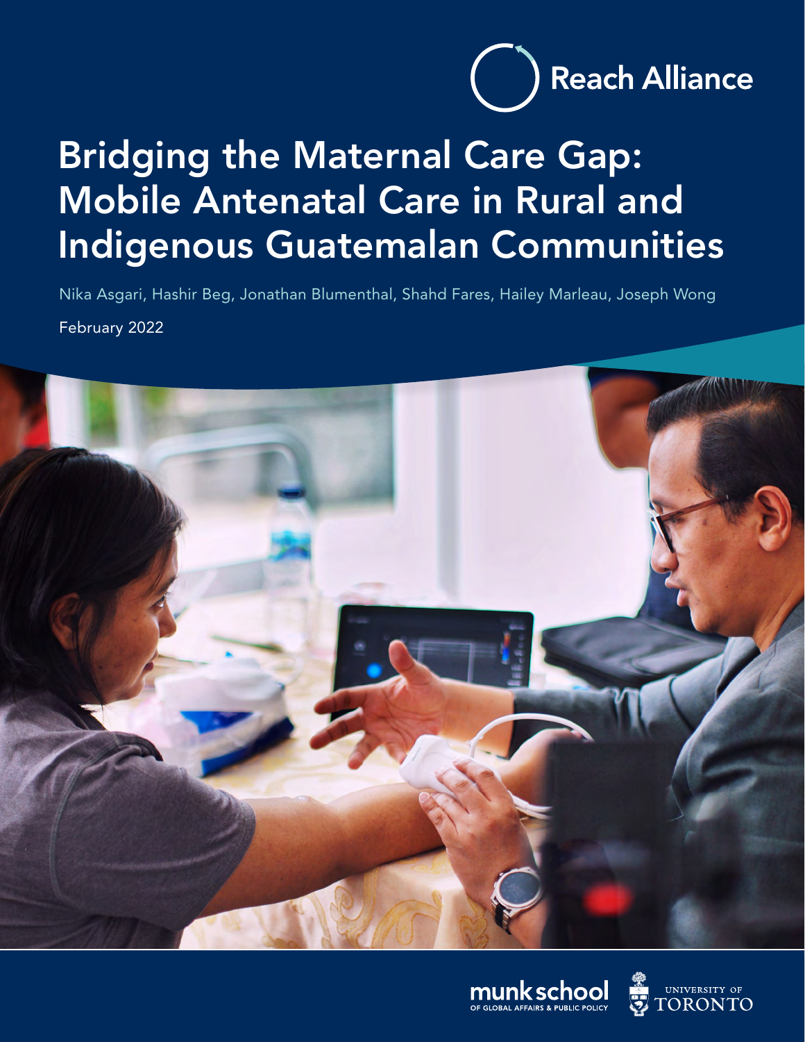Reach Alliance

# Bridging the Maternal Care Gap: Mobile Antenatal Care in Rural and Indigenous Guatemalan Communities

Nika Asgari, Hashir Beg, Jonathan Blumenthal, Shahd Fares, Hailey Marleau, Joseph Wong

February 2022

munk school OF GLOBAL AFFAIRS & PUBLIC POLICY

UNIVERSITY OF TORONTO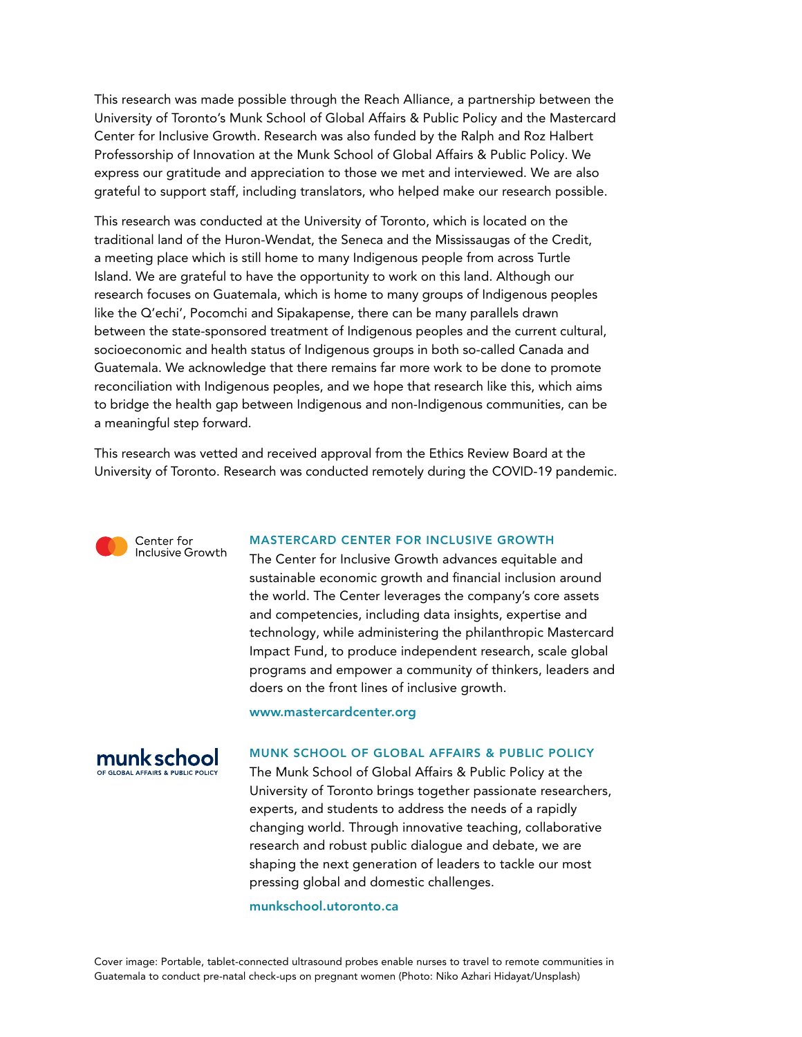This research was made possible through the Reach Alliance, a partnership between the University of Toronto's Munk School of Global Affairs & Public Policy and the Mastercard Center for Inclusive Growth. Research was also funded by the Ralph and Roz Halbert Professorship of Innovation at the Munk School of Global Affairs & Public Policy. We express our gratitude and appreciation to those we met and interviewed. We are also grateful to support staff, including translators, who helped make our research possible.

This research was conducted at the University of Toronto, which is located on the traditional land of the Huron-Wendat, the Seneca and the Mississaugas of the Credit, a meeting place which is still home to many Indigenous people from across Turtle Island. We are grateful to have the opportunity to work on this land. Although our research focuses on Guatemala, which is home to many groups of Indigenous peoples like the Q'echi', Pocomchi and Sipakapense, there can be many parallels drawn between the state-sponsored treatment of Indigenous peoples and the current cultural, socioeconomic and health status of Indigenous groups in both so-called Canada and Guatemala. We acknowledge that there remains far more work to be done to promote reconciliation with Indigenous peoples, and we hope that research like this, which aims to bridge the health gap between Indigenous and non-Indigenous communities, can be a meaningful step forward.

This research was vetted and received approval from the Ethics Review Board at the University of Toronto. Research was conducted remotely during the COVID-19 pandemic.

Center for Inclusive Growth

### MASTERCARD CENTER FOR INCLUSIVE GROWTH

The Center for Inclusive Growth advances equitable and sustainable economic growth and financial inclusion around the world. The Center leverages the company's core assets and competencies, including data insights, expertise and technology, while administering the philanthropic Mastercard Impact Fund, to produce independent research, scale global programs and empower a community of thinkers, leaders and doers on the front lines of inclusive growth.

www.mastercardcenter.org

munk school OF GLOBAL AFFAIRS & PUBLIC POLICY

### MUNK SCHOOL OF GLOBAL AFFAIRS & PUBLIC POLICY

The Munk School of Global Affairs & Public Policy at the University of Toronto brings together passionate researchers, experts, and students to address the needs of a rapidly changing world. Through innovative teaching, collaborative research and robust public dialogue and debate, we are shaping the next generation of leaders to tackle our most pressing global and domestic challenges.

munkschool.utoronto.ca

Cover image: Portable, tablet-connected ultrasound probes enable nurses to travel to remote communities in Guatemala to conduct pre-natal check-ups on pregnant women (Photo: Niko Azhari Hidayat/Unsplash)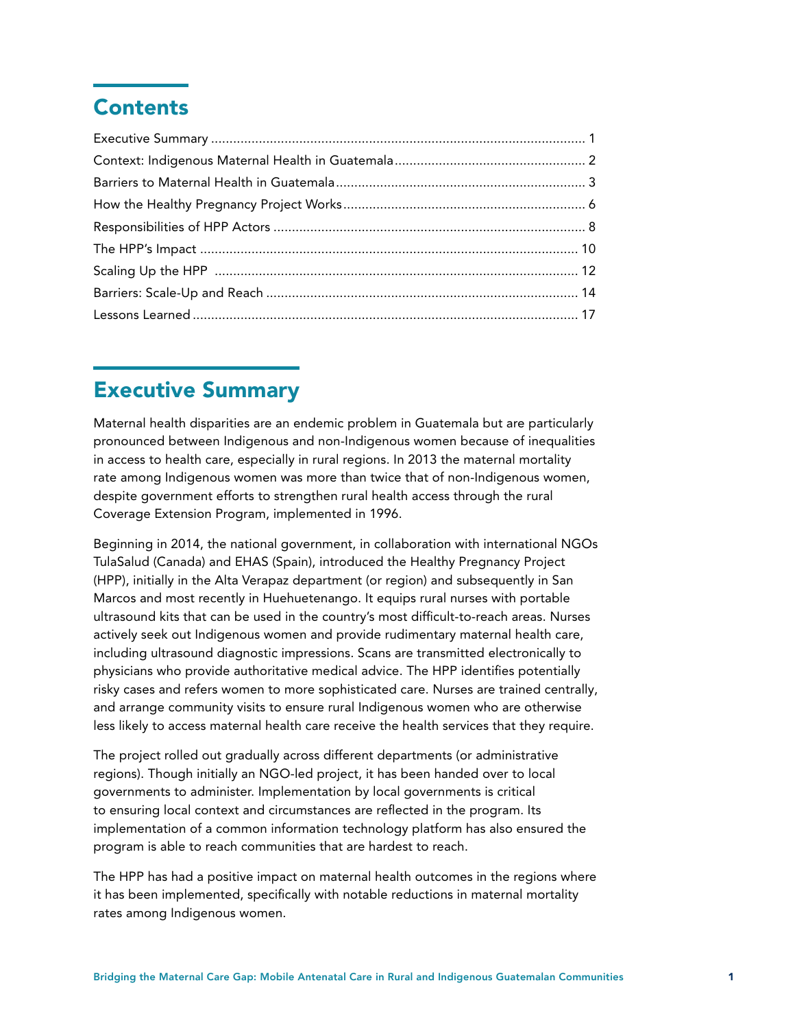## Contents

Executive Summary ..................................................................................................... 1
Context: Indigenous Maternal Health in Guatemala.................................................... 2
Barriers to Maternal Health in Guatemala.................................................................... 3
How the Healthy Pregnancy Project Works.................................................................. 6
Responsibilities of HPP Actors ..................................................................................... 8
The HPP's Impact ....................................................................................................... 10
Scaling Up the HPP .................................................................................................... 12
Barriers: Scale-Up and Reach ..................................................................................... 14
Lessons Learned ......................................................................................................... 17

## Executive Summary

Maternal health disparities are an endemic problem in Guatemala but are particularly pronounced between Indigenous and non-Indigenous women because of inequalities in access to health care, especially in rural regions. In 2013 the maternal mortality rate among Indigenous women was more than twice that of non-Indigenous women, despite government efforts to strengthen rural health access through the rural Coverage Extension Program, implemented in 1996.

Beginning in 2014, the national government, in collaboration with international NGOs TulaSalud (Canada) and EHAS (Spain), introduced the Healthy Pregnancy Project (HPP), initially in the Alta Verapaz department (or region) and subsequently in San Marcos and most recently in Huehuetenango. It equips rural nurses with portable ultrasound kits that can be used in the country's most difficult-to-reach areas. Nurses actively seek out Indigenous women and provide rudimentary maternal health care, including ultrasound diagnostic impressions. Scans are transmitted electronically to physicians who provide authoritative medical advice. The HPP identifies potentially risky cases and refers women to more sophisticated care. Nurses are trained centrally, and arrange community visits to ensure rural Indigenous women who are otherwise less likely to access maternal health care receive the health services that they require.

The project rolled out gradually across different departments (or administrative regions). Though initially an NGO-led project, it has been handed over to local governments to administer. Implementation by local governments is critical to ensuring local context and circumstances are reflected in the program. Its implementation of a common information technology platform has also ensured the program is able to reach communities that are hardest to reach.

The HPP has had a positive impact on maternal health outcomes in the regions where it has been implemented, specifically with notable reductions in maternal mortality rates among Indigenous women.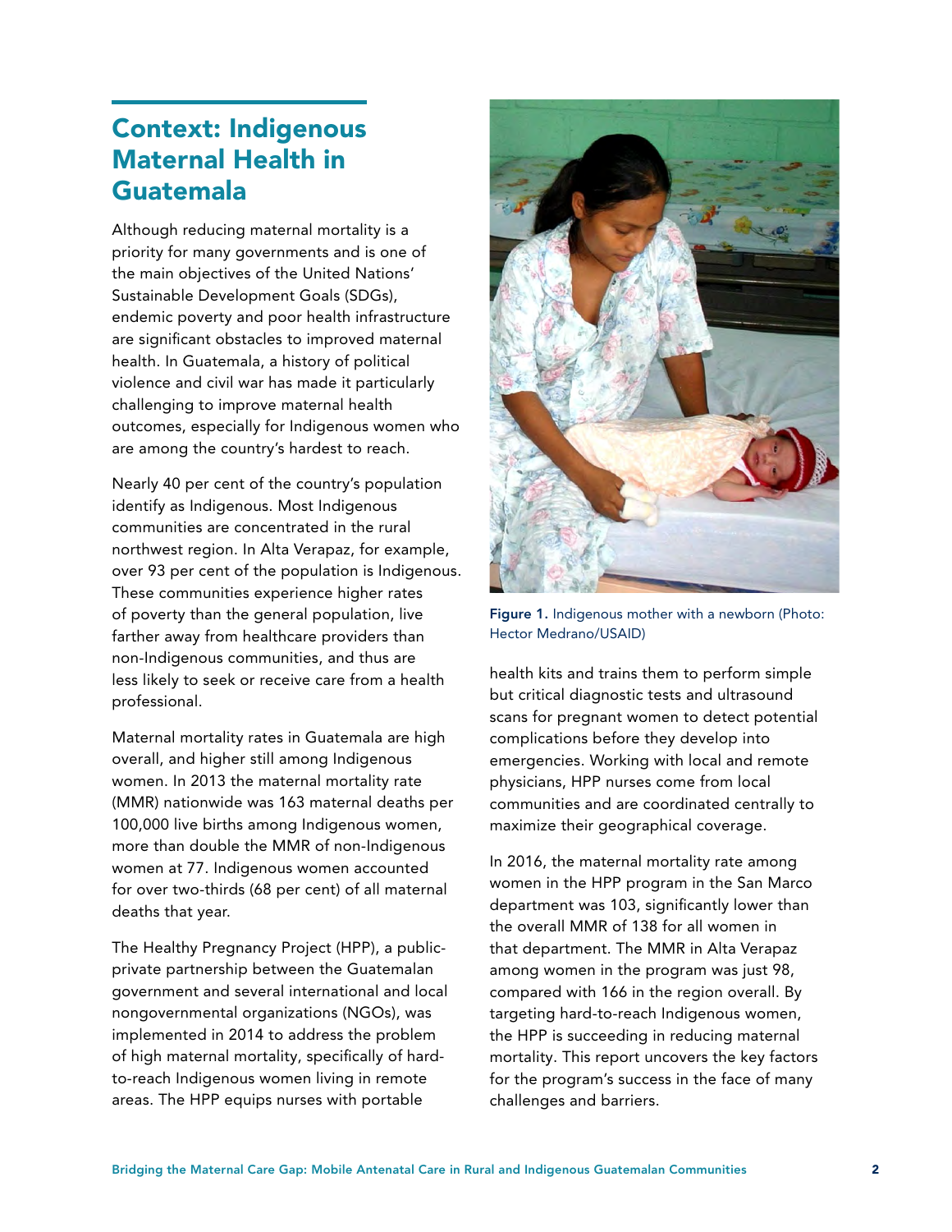## Context: Indigenous Maternal Health in Guatemala

Although reducing maternal mortality is a priority for many governments and is one of the main objectives of the United Nations' Sustainable Development Goals (SDGs), endemic poverty and poor health infrastructure are significant obstacles to improved maternal health. In Guatemala, a history of political violence and civil war has made it particularly challenging to improve maternal health outcomes, especially for Indigenous women who are among the country's hardest to reach.

Nearly 40 per cent of the country's population identify as Indigenous. Most Indigenous communities are concentrated in the rural northwest region. In Alta Verapaz, for example, over 93 per cent of the population is Indigenous. These communities experience higher rates of poverty than the general population, live farther away from healthcare providers than non-Indigenous communities, and thus are less likely to seek or receive care from a health professional.

Maternal mortality rates in Guatemala are high overall, and higher still among Indigenous women. In 2013 the maternal mortality rate (MMR) nationwide was 163 maternal deaths per 100,000 live births among Indigenous women, more than double the MMR of non-Indigenous women at 77. Indigenous women accounted for over two-thirds (68 per cent) of all maternal deaths that year.

The Healthy Pregnancy Project (HPP), a public-private partnership between the Guatemalan government and several international and local nongovernmental organizations (NGOs), was implemented in 2014 to address the problem of high maternal mortality, specifically of hard-to-reach Indigenous women living in remote areas. The HPP equips nurses with portable health kits and trains them to perform simple but critical diagnostic tests and ultrasound scans for pregnant women to detect potential complications before they develop into emergencies. Working with local and remote physicians, HPP nurses come from local communities and are coordinated centrally to maximize their geographical coverage.

**Figure 1.** Indigenous mother with a newborn (Photo: Hector Medrano/USAID)

In 2016, the maternal mortality rate among women in the HPP program in the San Marco department was 103, significantly lower than the overall MMR of 138 for all women in that department. The MMR in Alta Verapaz among women in the program was just 98, compared with 166 in the region overall. By targeting hard-to-reach Indigenous women, the HPP is succeeding in reducing maternal mortality. This report uncovers the key factors for the program's success in the face of many challenges and barriers.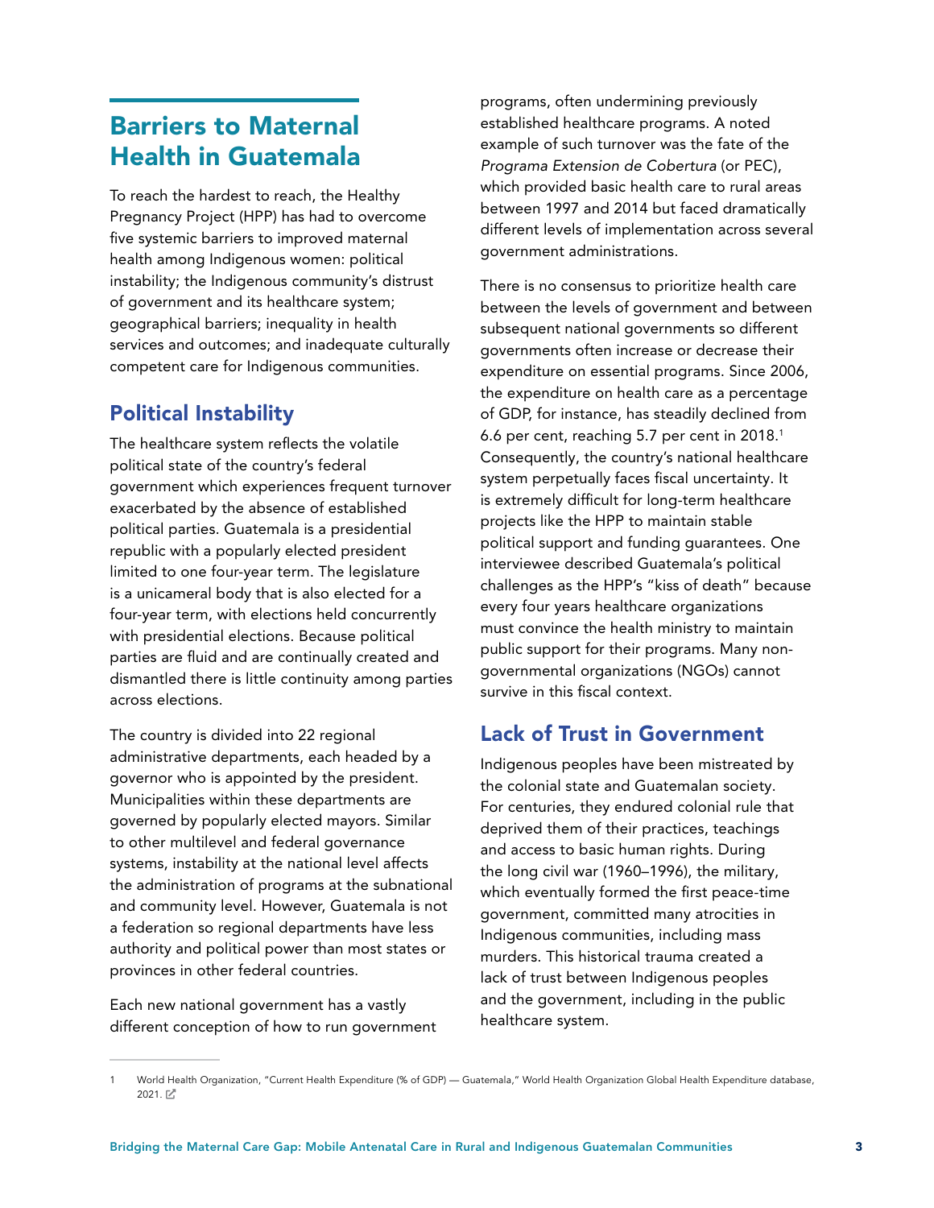## Barriers to Maternal Health in Guatemala

To reach the hardest to reach, the Healthy Pregnancy Project (HPP) has had to overcome five systemic barriers to improved maternal health among Indigenous women: political instability; the Indigenous community's distrust of government and its healthcare system; geographical barriers; inequality in health services and outcomes; and inadequate culturally competent care for Indigenous communities.

### Political Instability

The healthcare system reflects the volatile political state of the country's federal government which experiences frequent turnover exacerbated by the absence of established political parties. Guatemala is a presidential republic with a popularly elected president limited to one four-year term. The legislature is a unicameral body that is also elected for a four-year term, with elections held concurrently with presidential elections. Because political parties are fluid and are continually created and dismantled there is little continuity among parties across elections.

The country is divided into 22 regional administrative departments, each headed by a governor who is appointed by the president. Municipalities within these departments are governed by popularly elected mayors. Similar to other multilevel and federal governance systems, instability at the national level affects the administration of programs at the subnational and community level. However, Guatemala is not a federation so regional departments have less authority and political power than most states or provinces in other federal countries.

Each new national government has a vastly different conception of how to run government programs, often undermining previously established healthcare programs. A noted example of such turnover was the fate of the *Programa Extension de Cobertura* (or PEC), which provided basic health care to rural areas between 1997 and 2014 but faced dramatically different levels of implementation across several government administrations.

There is no consensus to prioritize health care between the levels of government and between subsequent national governments so different governments often increase or decrease their expenditure on essential programs. Since 2006, the expenditure on health care as a percentage of GDP, for instance, has steadily declined from 6.6 per cent, reaching 5.7 per cent in 2018.[1] Consequently, the country's national healthcare system perpetually faces fiscal uncertainty. It is extremely difficult for long-term healthcare projects like the HPP to maintain stable political support and funding guarantees. One interviewee described Guatemala's political challenges as the HPP's "kiss of death" because every four years healthcare organizations must convince the health ministry to maintain public support for their programs. Many non-governmental organizations (NGOs) cannot survive in this fiscal context.

### Lack of Trust in Government

Indigenous peoples have been mistreated by the colonial state and Guatemalan society. For centuries, they endured colonial rule that deprived them of their practices, teachings and access to basic human rights. During the long civil war (1960–1996), the military, which eventually formed the first peace-time government, committed many atrocities in Indigenous communities, including mass murders. This historical trauma created a lack of trust between Indigenous peoples and the government, including in the public healthcare system.

---

1 World Health Organization, "Current Health Expenditure (% of GDP) — Guatemala," World Health Organization Global Health Expenditure database, 2021.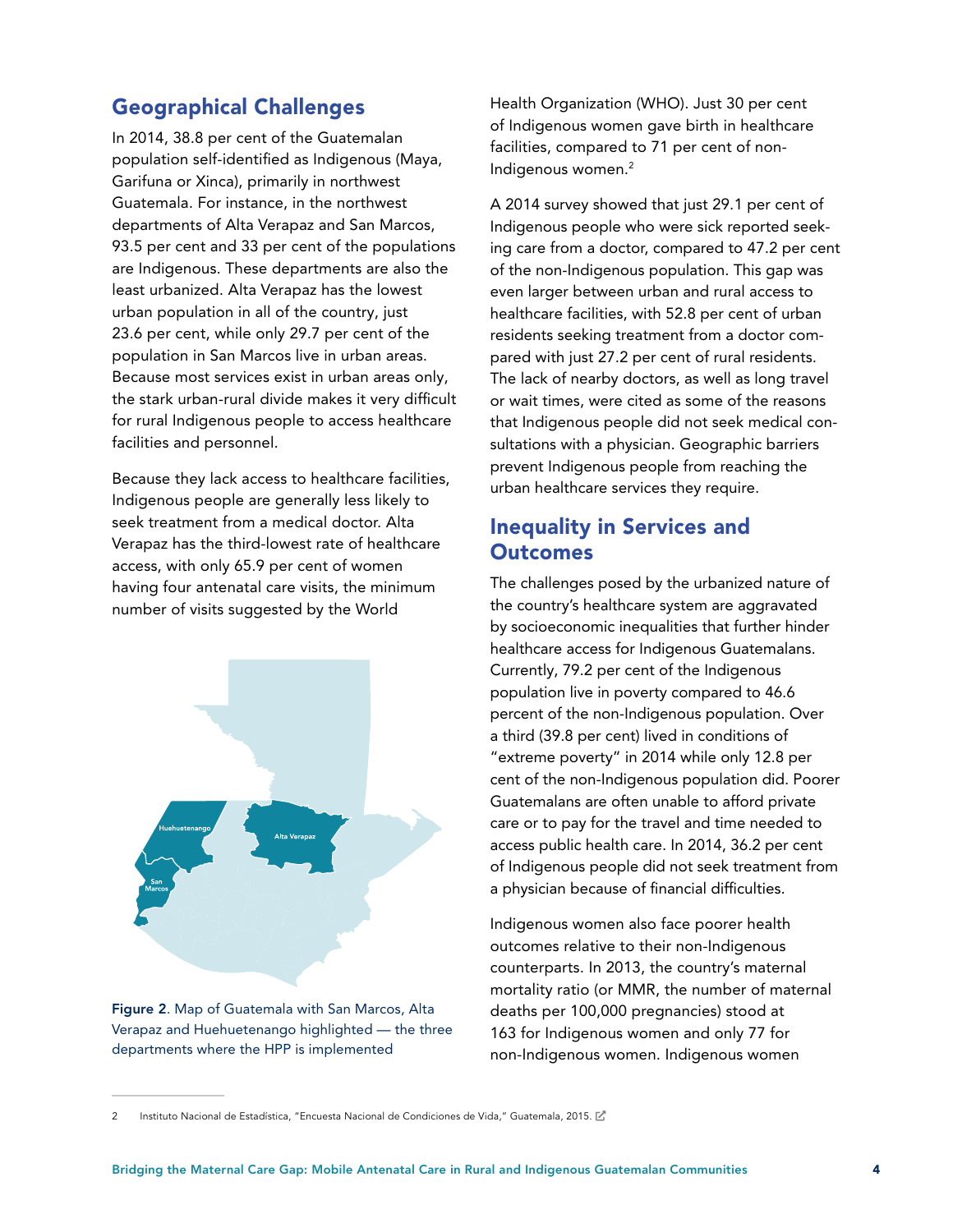## Geographical Challenges

In 2014, 38.8 per cent of the Guatemalan population self-identified as Indigenous (Maya, Garifuna or Xinca), primarily in northwest Guatemala. For instance, in the northwest departments of Alta Verapaz and San Marcos, 93.5 per cent and 33 per cent of the populations are Indigenous. These departments are also the least urbanized. Alta Verapaz has the lowest urban population in all of the country, just 23.6 per cent, while only 29.7 per cent of the population in San Marcos live in urban areas. Because most services exist in urban areas only, the stark urban-rural divide makes it very difficult for rural Indigenous people to access healthcare facilities and personnel.

Because they lack access to healthcare facilities, Indigenous people are generally less likely to seek treatment from a medical doctor. Alta Verapaz has the third-lowest rate of healthcare access, with only 65.9 per cent of women having four antenatal care visits, the minimum number of visits suggested by the World Health Organization (WHO). Just 30 per cent of Indigenous women gave birth in healthcare facilities, compared to 71 per cent of non-Indigenous women.[2]

Figure 2. Map of Guatemala with San Marcos, Alta Verapaz and Huehuetenango highlighted — the three departments where the HPP is implemented

A 2014 survey showed that just 29.1 per cent of Indigenous people who were sick reported seeking care from a doctor, compared to 47.2 per cent of the non-Indigenous population. This gap was even larger between urban and rural access to healthcare facilities, with 52.8 per cent of urban residents seeking treatment from a doctor compared with just 27.2 per cent of rural residents. The lack of nearby doctors, as well as long travel or wait times, were cited as some of the reasons that Indigenous people did not seek medical consultations with a physician. Geographic barriers prevent Indigenous people from reaching the urban healthcare services they require.

## Inequality in Services and Outcomes

The challenges posed by the urbanized nature of the country's healthcare system are aggravated by socioeconomic inequalities that further hinder healthcare access for Indigenous Guatemalans. Currently, 79.2 per cent of the Indigenous population live in poverty compared to 46.6 percent of the non-Indigenous population. Over a third (39.8 per cent) lived in conditions of "extreme poverty" in 2014 while only 12.8 per cent of the non-Indigenous population did. Poorer Guatemalans are often unable to afford private care or to pay for the travel and time needed to access public health care. In 2014, 36.2 per cent of Indigenous people did not seek treatment from a physician because of financial difficulties.

Indigenous women also face poorer health outcomes relative to their non-Indigenous counterparts. In 2013, the country's maternal mortality ratio (or MMR, the number of maternal deaths per 100,000 pregnancies) stood at 163 for Indigenous women and only 77 for non-Indigenous women. Indigenous women

2 Instituto Nacional de Estadística, "Encuesta Nacional de Condiciones de Vida," Guatemala, 2015.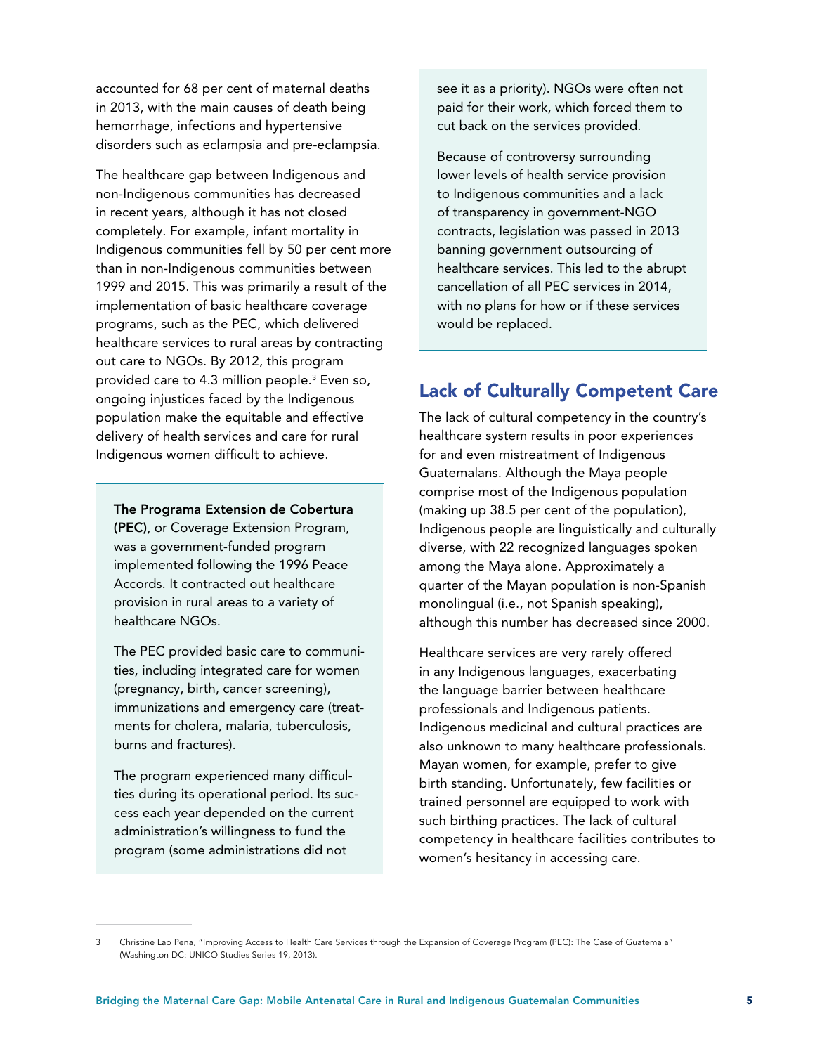accounted for 68 per cent of maternal deaths in 2013, with the main causes of death being hemorrhage, infections and hypertensive disorders such as eclampsia and pre-eclampsia.

The healthcare gap between Indigenous and non-Indigenous communities has decreased in recent years, although it has not closed completely. For example, infant mortality in Indigenous communities fell by 50 per cent more than in non-Indigenous communities between 1999 and 2015. This was primarily a result of the implementation of basic healthcare coverage programs, such as the PEC, which delivered healthcare services to rural areas by contracting out care to NGOs. By 2012, this program provided care to 4.3 million people.[3] Even so, ongoing injustices faced by the Indigenous population make the equitable and effective delivery of health services and care for rural Indigenous women difficult to achieve.

**The Programa Extension de Cobertura (PEC)**, or Coverage Extension Program, was a government-funded program implemented following the 1996 Peace Accords. It contracted out healthcare provision in rural areas to a variety of healthcare NGOs.

The PEC provided basic care to communities, including integrated care for women (pregnancy, birth, cancer screening), immunizations and emergency care (treatments for cholera, malaria, tuberculosis, burns and fractures).

The program experienced many difficulties during its operational period. Its success each year depended on the current administration's willingness to fund the program (some administrations did not see it as a priority). NGOs were often not paid for their work, which forced them to cut back on the services provided.

Because of controversy surrounding lower levels of health service provision to Indigenous communities and a lack of transparency in government-NGO contracts, legislation was passed in 2013 banning government outsourcing of healthcare services. This led to the abrupt cancellation of all PEC services in 2014, with no plans for how or if these services would be replaced.

## Lack of Culturally Competent Care

The lack of cultural competency in the country's healthcare system results in poor experiences for and even mistreatment of Indigenous Guatemalans. Although the Maya people comprise most of the Indigenous population (making up 38.5 per cent of the population), Indigenous people are linguistically and culturally diverse, with 22 recognized languages spoken among the Maya alone. Approximately a quarter of the Mayan population is non-Spanish monolingual (i.e., not Spanish speaking), although this number has decreased since 2000.

Healthcare services are very rarely offered in any Indigenous languages, exacerbating the language barrier between healthcare professionals and Indigenous patients. Indigenous medicinal and cultural practices are also unknown to many healthcare professionals. Mayan women, for example, prefer to give birth standing. Unfortunately, few facilities or trained personnel are equipped to work with such birthing practices. The lack of cultural competency in healthcare facilities contributes to women's hesitancy in accessing care.

3 Christine Lao Pena, "Improving Access to Health Care Services through the Expansion of Coverage Program (PEC): The Case of Guatemala" (Washington DC: UNICO Studies Series 19, 2013).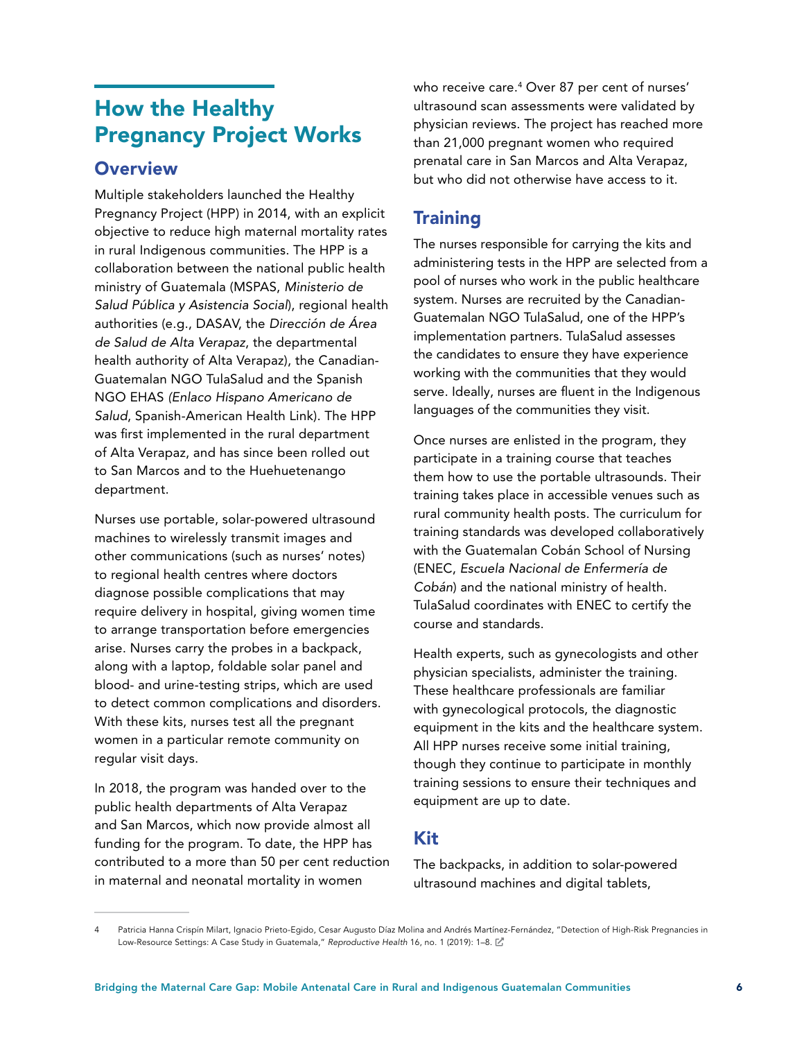# How the Healthy Pregnancy Project Works

## Overview

Multiple stakeholders launched the Healthy Pregnancy Project (HPP) in 2014, with an explicit objective to reduce high maternal mortality rates in rural Indigenous communities. The HPP is a collaboration between the national public health ministry of Guatemala (MSPAS, *Ministerio de Salud Pública y Asistencia Social*), regional health authorities (e.g., DASAV, the *Dirección de Área de Salud de Alta Verapaz*, the departmental health authority of Alta Verapaz), the Canadian-Guatemalan NGO TulaSalud and the Spanish NGO EHAS *(Enlaco Hispano Americano de Salud*, Spanish-American Health Link). The HPP was first implemented in the rural department of Alta Verapaz, and has since been rolled out to San Marcos and to the Huehuetenango department.

Nurses use portable, solar-powered ultrasound machines to wirelessly transmit images and other communications (such as nurses' notes) to regional health centres where doctors diagnose possible complications that may require delivery in hospital, giving women time to arrange transportation before emergencies arise. Nurses carry the probes in a backpack, along with a laptop, foldable solar panel and blood- and urine-testing strips, which are used to detect common complications and disorders. With these kits, nurses test all the pregnant women in a particular remote community on regular visit days.

In 2018, the program was handed over to the public health departments of Alta Verapaz and San Marcos, which now provide almost all funding for the program. To date, the HPP has contributed to a more than 50 per cent reduction in maternal and neonatal mortality in women who receive care.[4] Over 87 per cent of nurses' ultrasound scan assessments were validated by physician reviews. The project has reached more than 21,000 pregnant women who required prenatal care in San Marcos and Alta Verapaz, but who did not otherwise have access to it.

## Training

The nurses responsible for carrying the kits and administering tests in the HPP are selected from a pool of nurses who work in the public healthcare system. Nurses are recruited by the Canadian-Guatemalan NGO TulaSalud, one of the HPP's implementation partners. TulaSalud assesses the candidates to ensure they have experience working with the communities that they would serve. Ideally, nurses are fluent in the Indigenous languages of the communities they visit.

Once nurses are enlisted in the program, they participate in a training course that teaches them how to use the portable ultrasounds. Their training takes place in accessible venues such as rural community health posts. The curriculum for training standards was developed collaboratively with the Guatemalan Cobán School of Nursing (ENEC, *Escuela Nacional de Enfermería de Cobán*) and the national ministry of health. TulaSalud coordinates with ENEC to certify the course and standards.

Health experts, such as gynecologists and other physician specialists, administer the training. These healthcare professionals are familiar with gynecological protocols, the diagnostic equipment in the kits and the healthcare system. All HPP nurses receive some initial training, though they continue to participate in monthly training sessions to ensure their techniques and equipment are up to date.

## Kit

The backpacks, in addition to solar-powered ultrasound machines and digital tablets,

---

4 Patricia Hanna Crispín Milart, Ignacio Prieto-Egido, Cesar Augusto Díaz Molina and Andrés Martínez-Fernández, "Detection of High-Risk Pregnancies in Low-Resource Settings: A Case Study in Guatemala," *Reproductive Health* 16, no. 1 (2019): 1–8.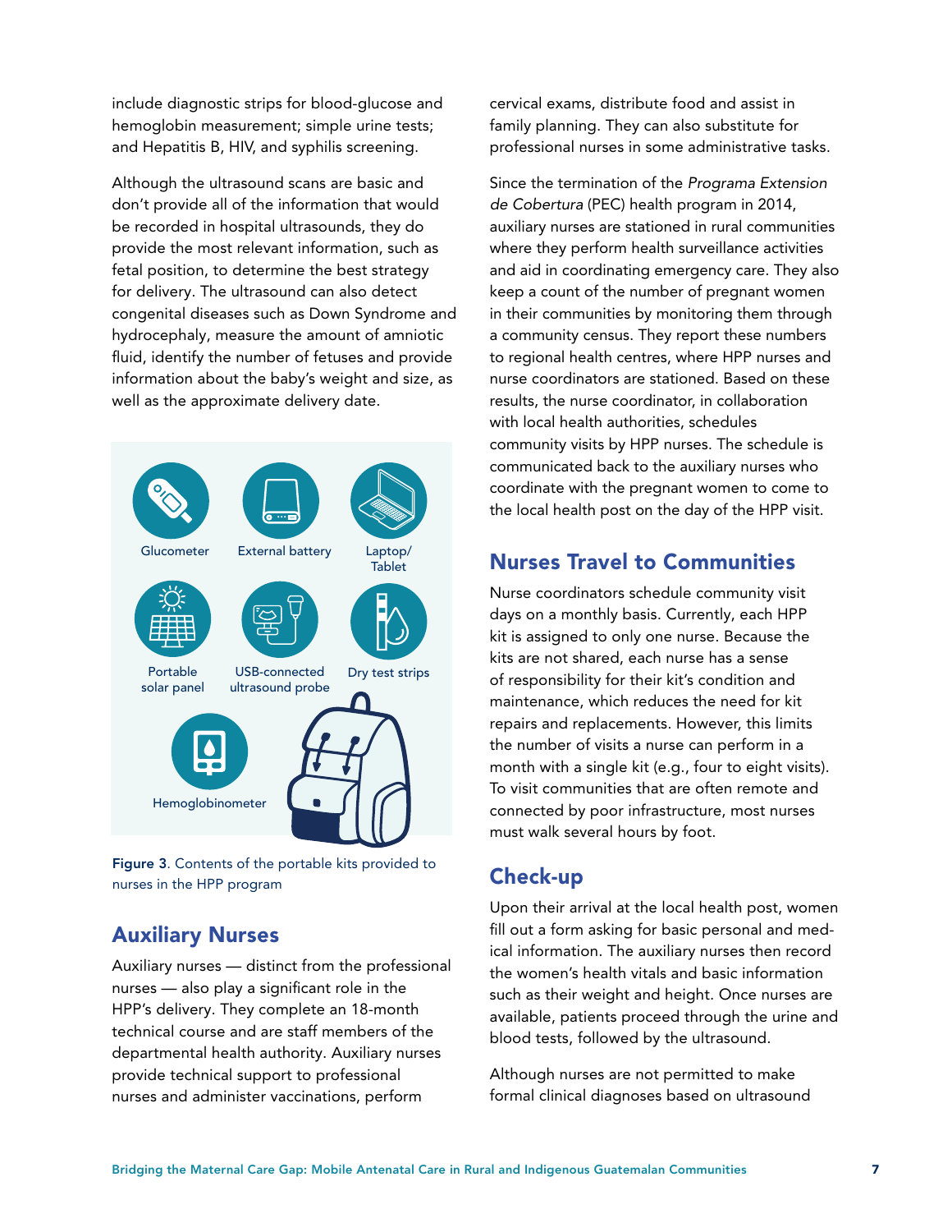include diagnostic strips for blood-glucose and hemoglobin measurement; simple urine tests; and Hepatitis B, HIV, and syphilis screening.

Although the ultrasound scans are basic and don't provide all of the information that would be recorded in hospital ultrasounds, they do provide the most relevant information, such as fetal position, to determine the best strategy for delivery. The ultrasound can also detect congenital diseases such as Down Syndrome and hydrocephaly, measure the amount of amniotic fluid, identify the number of fetuses and provide information about the baby's weight and size, as well as the approximate delivery date.

Glucometer

External battery

Laptop/ Tablet

Portable solar panel

USB-connected ultrasound probe

Dry test strips

Hemoglobinometer

Figure 3. Contents of the portable kits provided to nurses in the HPP program

## Auxiliary Nurses

Auxiliary nurses — distinct from the professional nurses — also play a significant role in the HPP's delivery. They complete an 18-month technical course and are staff members of the departmental health authority. Auxiliary nurses provide technical support to professional nurses and administer vaccinations, perform cervical exams, distribute food and assist in family planning. They can also substitute for professional nurses in some administrative tasks.

Since the termination of the *Programa Extension de Cobertura* (PEC) health program in 2014, auxiliary nurses are stationed in rural communities where they perform health surveillance activities and aid in coordinating emergency care. They also keep a count of the number of pregnant women in their communities by monitoring them through a community census. They report these numbers to regional health centres, where HPP nurses and nurse coordinators are stationed. Based on these results, the nurse coordinator, in collaboration with local health authorities, schedules community visits by HPP nurses. The schedule is communicated back to the auxiliary nurses who coordinate with the pregnant women to come to the local health post on the day of the HPP visit.

## Nurses Travel to Communities

Nurse coordinators schedule community visit days on a monthly basis. Currently, each HPP kit is assigned to only one nurse. Because the kits are not shared, each nurse has a sense of responsibility for their kit's condition and maintenance, which reduces the need for kit repairs and replacements. However, this limits the number of visits a nurse can perform in a month with a single kit (e.g., four to eight visits). To visit communities that are often remote and connected by poor infrastructure, most nurses must walk several hours by foot.

## Check-up

Upon their arrival at the local health post, women fill out a form asking for basic personal and medical information. The auxiliary nurses then record the women's health vitals and basic information such as their weight and height. Once nurses are available, patients proceed through the urine and blood tests, followed by the ultrasound.

Although nurses are not permitted to make formal clinical diagnoses based on ultrasound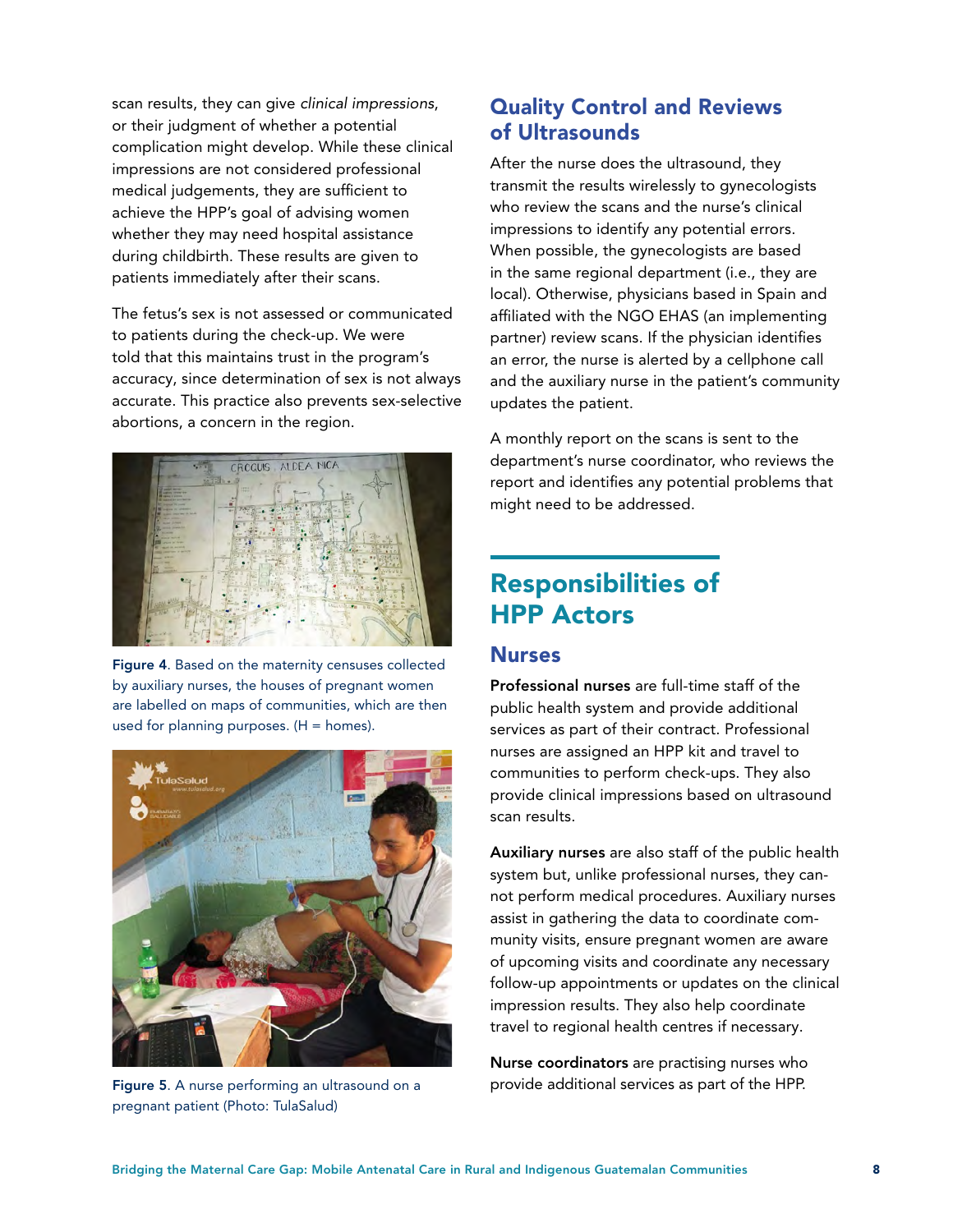scan results, they can give *clinical impressions*, or their judgment of whether a potential complication might develop. While these clinical impressions are not considered professional medical judgements, they are sufficient to achieve the HPP's goal of advising women whether they may need hospital assistance during childbirth. These results are given to patients immediately after their scans.

The fetus's sex is not assessed or communicated to patients during the check-up. We were told that this maintains trust in the program's accuracy, since determination of sex is not always accurate. This practice also prevents sex-selective abortions, a concern in the region.

**Figure 4**. Based on the maternity censuses collected by auxiliary nurses, the houses of pregnant women are labelled on maps of communities, which are then used for planning purposes. (H = homes).

**Figure 5**. A nurse performing an ultrasound on a pregnant patient (Photo: TulaSalud)

## Quality Control and Reviews of Ultrasounds

After the nurse does the ultrasound, they transmit the results wirelessly to gynecologists who review the scans and the nurse's clinical impressions to identify any potential errors. When possible, the gynecologists are based in the same regional department (i.e., they are local). Otherwise, physicians based in Spain and affiliated with the NGO EHAS (an implementing partner) review scans. If the physician identifies an error, the nurse is alerted by a cellphone call and the auxiliary nurse in the patient's community updates the patient.

A monthly report on the scans is sent to the department's nurse coordinator, who reviews the report and identifies any potential problems that might need to be addressed.

# Responsibilities of HPP Actors

## Nurses

**Professional nurses** are full-time staff of the public health system and provide additional services as part of their contract. Professional nurses are assigned an HPP kit and travel to communities to perform check-ups. They also provide clinical impressions based on ultrasound scan results.

**Auxiliary nurses** are also staff of the public health system but, unlike professional nurses, they cannot perform medical procedures. Auxiliary nurses assist in gathering the data to coordinate community visits, ensure pregnant women are aware of upcoming visits and coordinate any necessary follow-up appointments or updates on the clinical impression results. They also help coordinate travel to regional health centres if necessary.

**Nurse coordinators** are practising nurses who provide additional services as part of the HPP.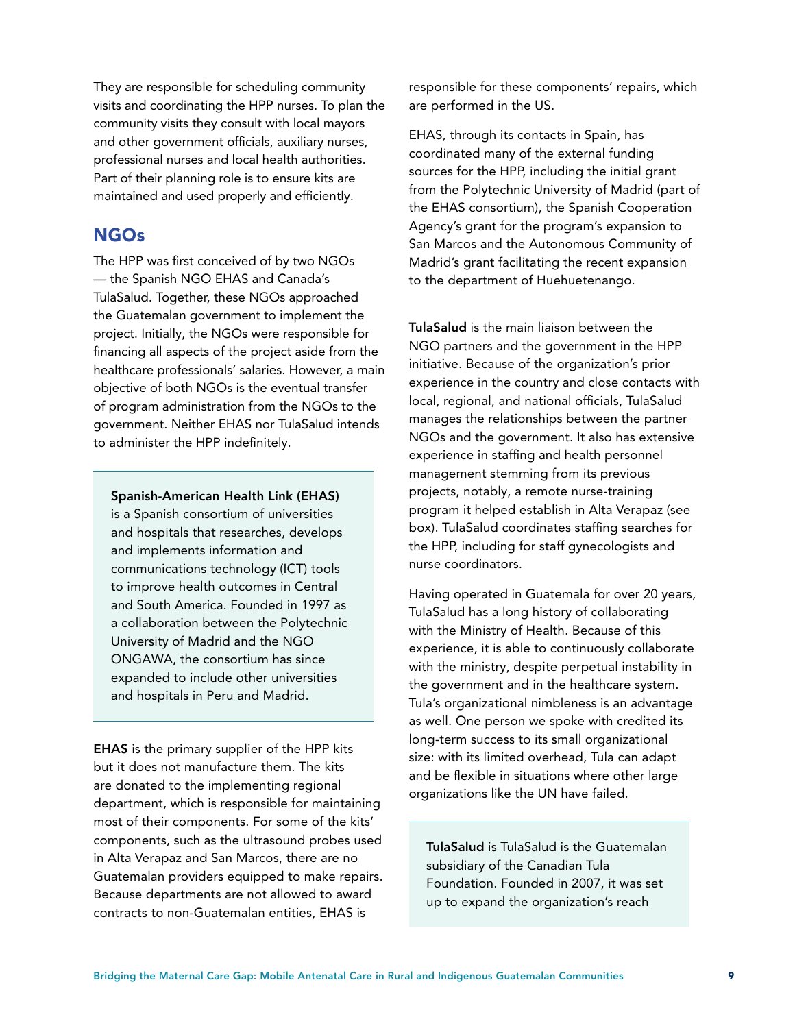They are responsible for scheduling community visits and coordinating the HPP nurses. To plan the community visits they consult with local mayors and other government officials, auxiliary nurses, professional nurses and local health authorities. Part of their planning role is to ensure kits are maintained and used properly and efficiently.

## NGOs

The HPP was first conceived of by two NGOs — the Spanish NGO EHAS and Canada's TulaSalud. Together, these NGOs approached the Guatemalan government to implement the project. Initially, the NGOs were responsible for financing all aspects of the project aside from the healthcare professionals' salaries. However, a main objective of both NGOs is the eventual transfer of program administration from the NGOs to the government. Neither EHAS nor TulaSalud intends to administer the HPP indefinitely.

> **Spanish-American Health Link (EHAS)** is a Spanish consortium of universities and hospitals that researches, develops and implements information and communications technology (ICT) tools to improve health outcomes in Central and South America. Founded in 1997 as a collaboration between the Polytechnic University of Madrid and the NGO ONGAWA, the consortium has since expanded to include other universities and hospitals in Peru and Madrid.

**EHAS** is the primary supplier of the HPP kits but it does not manufacture them. The kits are donated to the implementing regional department, which is responsible for maintaining most of their components. For some of the kits' components, such as the ultrasound probes used in Alta Verapaz and San Marcos, there are no Guatemalan providers equipped to make repairs. Because departments are not allowed to award contracts to non-Guatemalan entities, EHAS is responsible for these components' repairs, which are performed in the US.

EHAS, through its contacts in Spain, has coordinated many of the external funding sources for the HPP, including the initial grant from the Polytechnic University of Madrid (part of the EHAS consortium), the Spanish Cooperation Agency's grant for the program's expansion to San Marcos and the Autonomous Community of Madrid's grant facilitating the recent expansion to the department of Huehuetenango.

**TulaSalud** is the main liaison between the NGO partners and the government in the HPP initiative. Because of the organization's prior experience in the country and close contacts with local, regional, and national officials, TulaSalud manages the relationships between the partner NGOs and the government. It also has extensive experience in staffing and health personnel management stemming from its previous projects, notably, a remote nurse-training program it helped establish in Alta Verapaz (see box). TulaSalud coordinates staffing searches for the HPP, including for staff gynecologists and nurse coordinators.

Having operated in Guatemala for over 20 years, TulaSalud has a long history of collaborating with the Ministry of Health. Because of this experience, it is able to continuously collaborate with the ministry, despite perpetual instability in the government and in the healthcare system. Tula's organizational nimbleness is an advantage as well. One person we spoke with credited its long-term success to its small organizational size: with its limited overhead, Tula can adapt and be flexible in situations where other large organizations like the UN have failed.

> **TulaSalud** is TulaSalud is the Guatemalan subsidiary of the Canadian Tula Foundation. Founded in 2007, it was set up to expand the organization's reach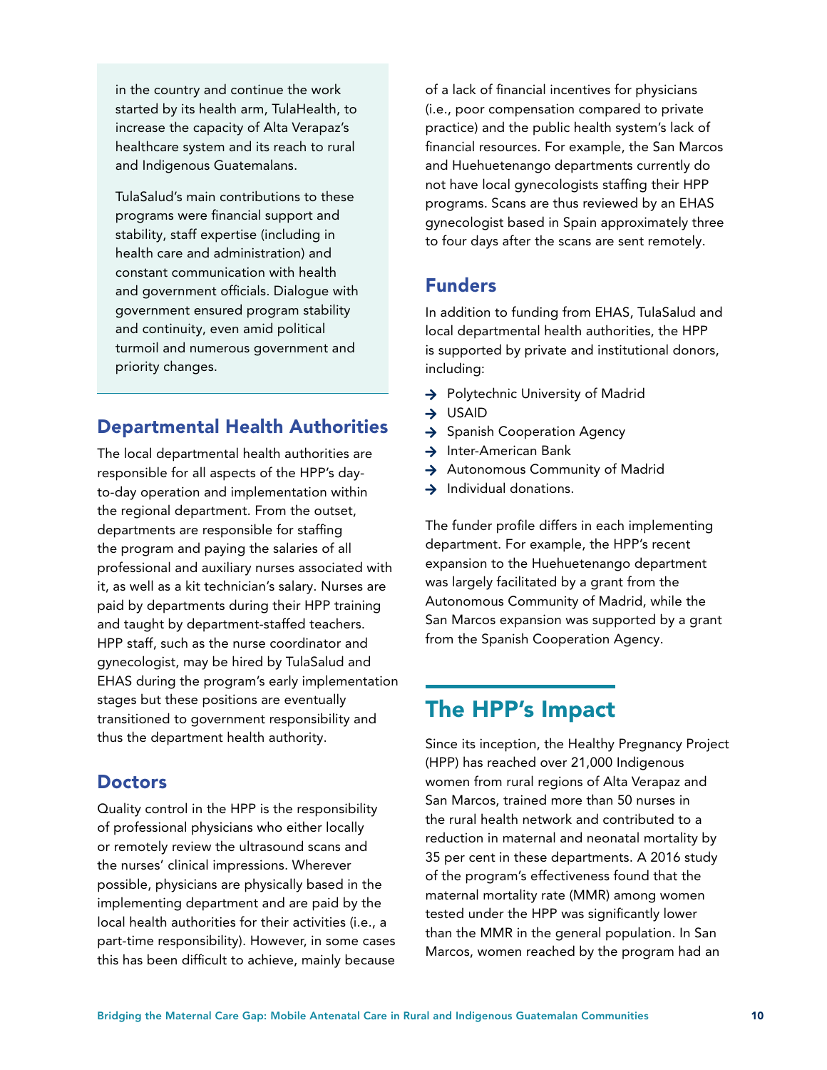in the country and continue the work started by its health arm, TulaHealth, to increase the capacity of Alta Verapaz's healthcare system and its reach to rural and Indigenous Guatemalans.

TulaSalud's main contributions to these programs were financial support and stability, staff expertise (including in health care and administration) and constant communication with health and government officials. Dialogue with government ensured program stability and continuity, even amid political turmoil and numerous government and priority changes.

### Departmental Health Authorities

The local departmental health authorities are responsible for all aspects of the HPP's day-to-day operation and implementation within the regional department. From the outset, departments are responsible for staffing the program and paying the salaries of all professional and auxiliary nurses associated with it, as well as a kit technician's salary. Nurses are paid by departments during their HPP training and taught by department-staffed teachers. HPP staff, such as the nurse coordinator and gynecologist, may be hired by TulaSalud and EHAS during the program's early implementation stages but these positions are eventually transitioned to government responsibility and thus the department health authority.

### Doctors

Quality control in the HPP is the responsibility of professional physicians who either locally or remotely review the ultrasound scans and the nurses' clinical impressions. Wherever possible, physicians are physically based in the implementing department and are paid by the local health authorities for their activities (i.e., a part-time responsibility). However, in some cases this has been difficult to achieve, mainly because of a lack of financial incentives for physicians (i.e., poor compensation compared to private practice) and the public health system's lack of financial resources. For example, the San Marcos and Huehuetenango departments currently do not have local gynecologists staffing their HPP programs. Scans are thus reviewed by an EHAS gynecologist based in Spain approximately three to four days after the scans are sent remotely.

### Funders

In addition to funding from EHAS, TulaSalud and local departmental health authorities, the HPP is supported by private and institutional donors, including:

- Polytechnic University of Madrid
- USAID
- Spanish Cooperation Agency
- Inter-American Bank
- Autonomous Community of Madrid
- Individual donations.

The funder profile differs in each implementing department. For example, the HPP's recent expansion to the Huehuetenango department was largely facilitated by a grant from the Autonomous Community of Madrid, while the San Marcos expansion was supported by a grant from the Spanish Cooperation Agency.

## The HPP's Impact

Since its inception, the Healthy Pregnancy Project (HPP) has reached over 21,000 Indigenous women from rural regions of Alta Verapaz and San Marcos, trained more than 50 nurses in the rural health network and contributed to a reduction in maternal and neonatal mortality by 35 per cent in these departments. A 2016 study of the program's effectiveness found that the maternal mortality rate (MMR) among women tested under the HPP was significantly lower than the MMR in the general population. In San Marcos, women reached by the program had an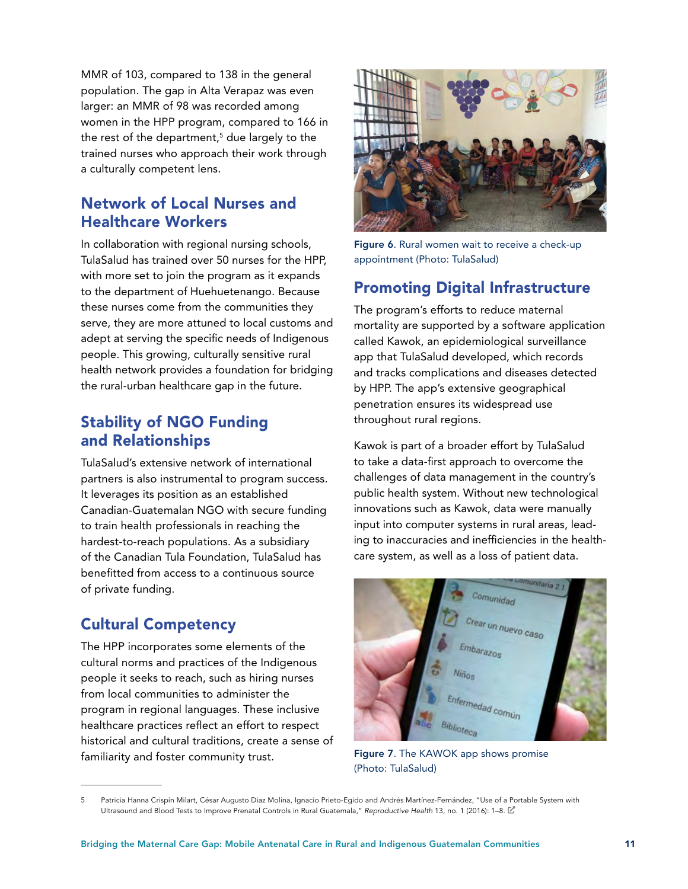MMR of 103, compared to 138 in the general population. The gap in Alta Verapaz was even larger: an MMR of 98 was recorded among women in the HPP program, compared to 166 in the rest of the department,[5] due largely to the trained nurses who approach their work through a culturally competent lens.

## Network of Local Nurses and Healthcare Workers

In collaboration with regional nursing schools, TulaSalud has trained over 50 nurses for the HPP, with more set to join the program as it expands to the department of Huehuetenango. Because these nurses come from the communities they serve, they are more attuned to local customs and adept at serving the specific needs of Indigenous people. This growing, culturally sensitive rural health network provides a foundation for bridging the rural-urban healthcare gap in the future.

## Stability of NGO Funding and Relationships

TulaSalud's extensive network of international partners is also instrumental to program success. It leverages its position as an established Canadian-Guatemalan NGO with secure funding to train health professionals in reaching the hardest-to-reach populations. As a subsidiary of the Canadian Tula Foundation, TulaSalud has benefitted from access to a continuous source of private funding.

## Cultural Competency

The HPP incorporates some elements of the cultural norms and practices of the Indigenous people it seeks to reach, such as hiring nurses from local communities to administer the program in regional languages. These inclusive healthcare practices reflect an effort to respect historical and cultural traditions, create a sense of familiarity and foster community trust.

**Figure 6**. Rural women wait to receive a check-up appointment (Photo: TulaSalud)

## Promoting Digital Infrastructure

The program's efforts to reduce maternal mortality are supported by a software application called Kawok, an epidemiological surveillance app that TulaSalud developed, which records and tracks complications and diseases detected by HPP. The app's extensive geographical penetration ensures its widespread use throughout rural regions.

Kawok is part of a broader effort by TulaSalud to take a data-first approach to overcome the challenges of data management in the country's public health system. Without new technological innovations such as Kawok, data were manually input into computer systems in rural areas, leading to inaccuracies and inefficiencies in the healthcare system, as well as a loss of patient data.

**Figure 7**. The KAWOK app shows promise (Photo: TulaSalud)

---

5 Patricia Hanna Crispín Milart, César Augusto Diaz Molina, Ignacio Prieto-Egido and Andrés Martínez-Fernández, "Use of a Portable System with Ultrasound and Blood Tests to Improve Prenatal Controls in Rural Guatemala," *Reproductive Health* 13, no. 1 (2016): 1–8.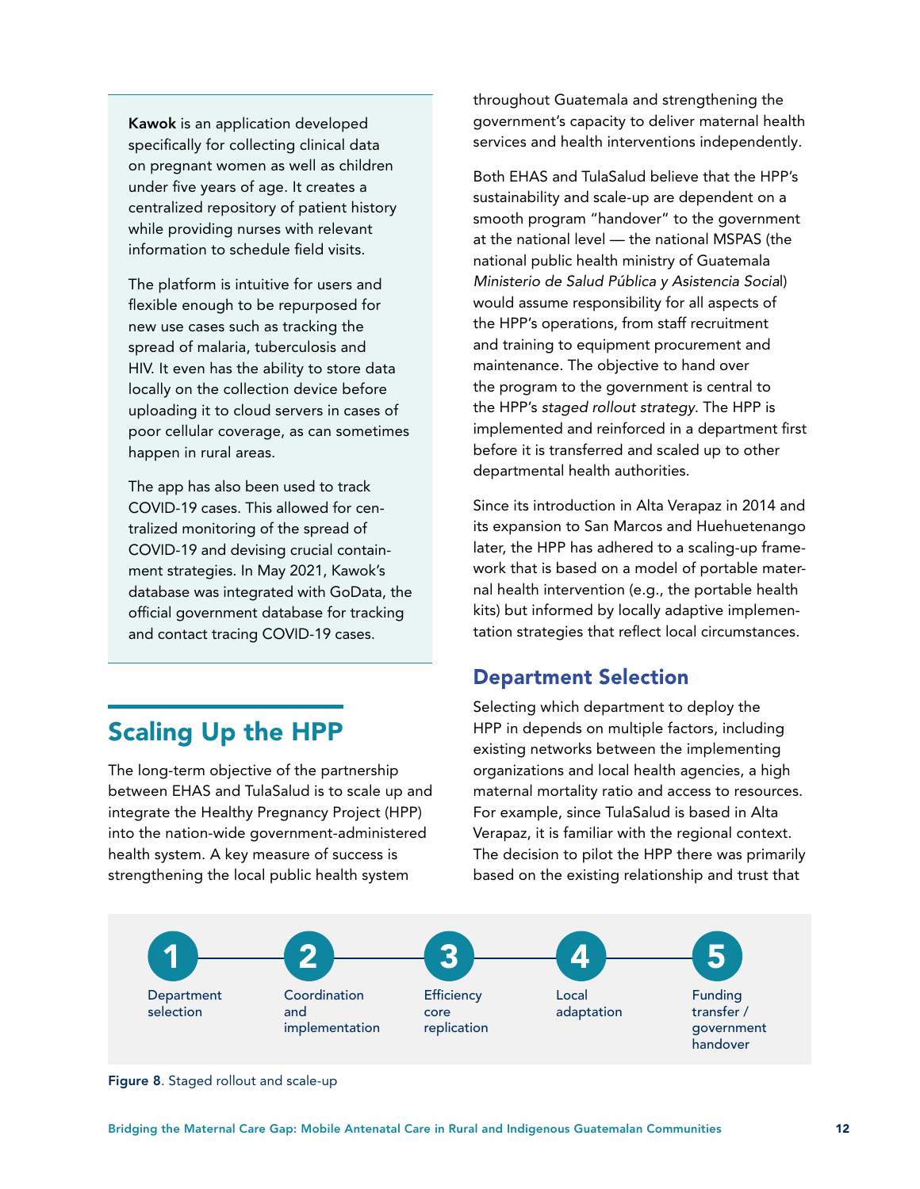**Kawok** is an application developed specifically for collecting clinical data on pregnant women as well as children under five years of age. It creates a centralized repository of patient history while providing nurses with relevant information to schedule field visits.

The platform is intuitive for users and flexible enough to be repurposed for new use cases such as tracking the spread of malaria, tuberculosis and HIV. It even has the ability to store data locally on the collection device before uploading it to cloud servers in cases of poor cellular coverage, as can sometimes happen in rural areas.

The app has also been used to track COVID-19 cases. This allowed for centralized monitoring of the spread of COVID-19 and devising crucial containment strategies. In May 2021, Kawok's database was integrated with GoData, the official government database for tracking and contact tracing COVID-19 cases.

## Scaling Up the HPP

The long-term objective of the partnership between EHAS and TulaSalud is to scale up and integrate the Healthy Pregnancy Project (HPP) into the nation-wide government-administered health system. A key measure of success is strengthening the local public health system throughout Guatemala and strengthening the government's capacity to deliver maternal health services and health interventions independently.

Both EHAS and TulaSalud believe that the HPP's sustainability and scale-up are dependent on a smooth program "handover" to the government at the national level — the national MSPAS (the national public health ministry of Guatemala *Ministerio de Salud Pública y Asistencia Social*) would assume responsibility for all aspects of the HPP's operations, from staff recruitment and training to equipment procurement and maintenance. The objective to hand over the program to the government is central to the HPP's *staged rollout strategy*. The HPP is implemented and reinforced in a department first before it is transferred and scaled up to other departmental health authorities.

Since its introduction in Alta Verapaz in 2014 and its expansion to San Marcos and Huehuetenango later, the HPP has adhered to a scaling-up framework that is based on a model of portable maternal health intervention (e.g., the portable health kits) but informed by locally adaptive implementation strategies that reflect local circumstances.

### Department Selection

Selecting which department to deploy the HPP in depends on multiple factors, including existing networks between the implementing organizations and local health agencies, a high maternal mortality ratio and access to resources. For example, since TulaSalud is based in Alta Verapaz, it is familiar with the regional context. The decision to pilot the HPP there was primarily based on the existing relationship and trust that

1. Department selection
2. Coordination and implementation
3. Efficiency core replication
4. Local adaptation
5. Funding transfer / government handover

**Figure 8**. Staged rollout and scale-up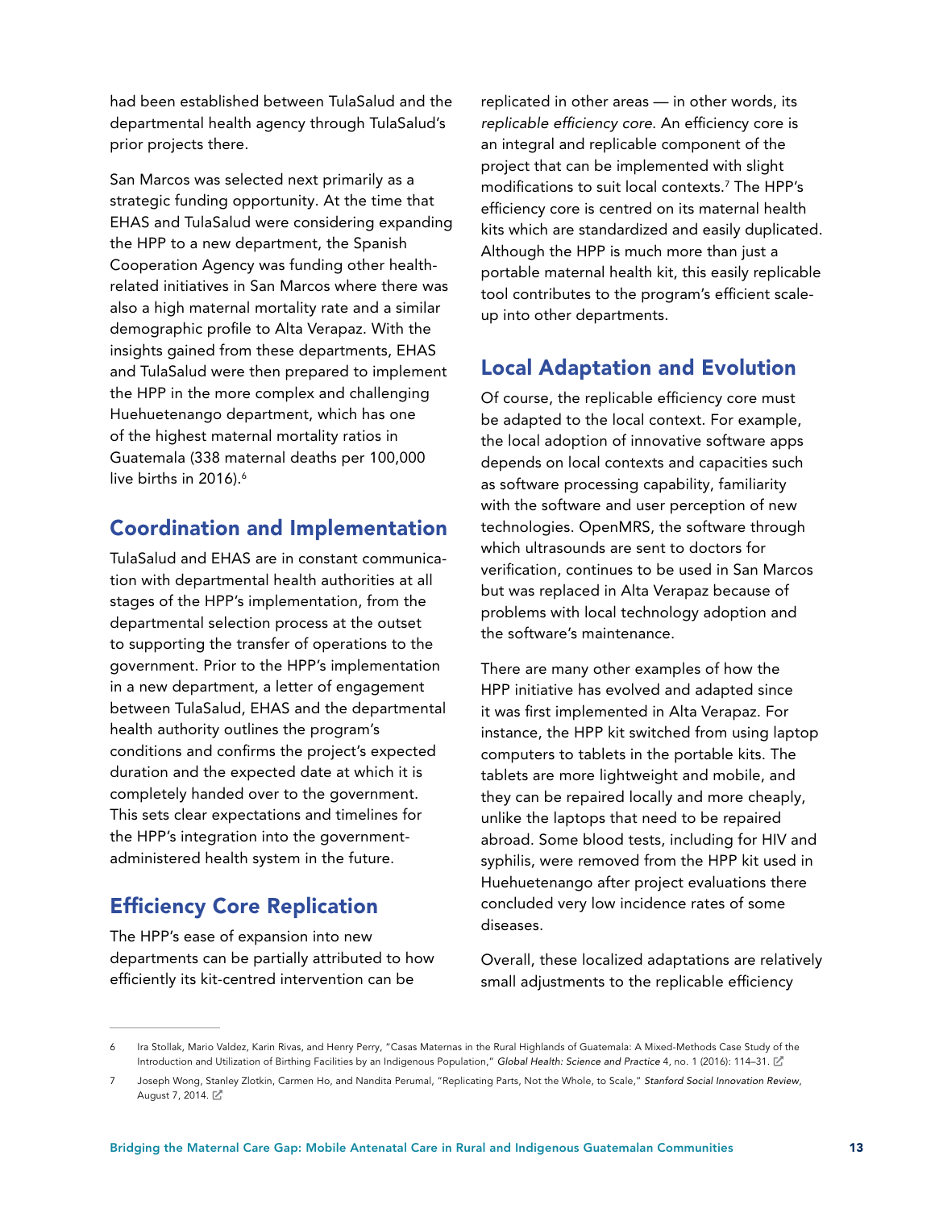had been established between TulaSalud and the departmental health agency through TulaSalud's prior projects there.

San Marcos was selected next primarily as a strategic funding opportunity. At the time that EHAS and TulaSalud were considering expanding the HPP to a new department, the Spanish Cooperation Agency was funding other health-related initiatives in San Marcos where there was also a high maternal mortality rate and a similar demographic profile to Alta Verapaz. With the insights gained from these departments, EHAS and TulaSalud were then prepared to implement the HPP in the more complex and challenging Huehuetenango department, which has one of the highest maternal mortality ratios in Guatemala (338 maternal deaths per 100,000 live births in 2016).[6]

## Coordination and Implementation

TulaSalud and EHAS are in constant communication with departmental health authorities at all stages of the HPP's implementation, from the departmental selection process at the outset to supporting the transfer of operations to the government. Prior to the HPP's implementation in a new department, a letter of engagement between TulaSalud, EHAS and the departmental health authority outlines the program's conditions and confirms the project's expected duration and the expected date at which it is completely handed over to the government. This sets clear expectations and timelines for the HPP's integration into the government-administered health system in the future.

## Efficiency Core Replication

The HPP's ease of expansion into new departments can be partially attributed to how efficiently its kit-centred intervention can be replicated in other areas — in other words, its *replicable efficiency core*. An efficiency core is an integral and replicable component of the project that can be implemented with slight modifications to suit local contexts.[7] The HPP's efficiency core is centred on its maternal health kits which are standardized and easily duplicated. Although the HPP is much more than just a portable maternal health kit, this easily replicable tool contributes to the program's efficient scale-up into other departments.

## Local Adaptation and Evolution

Of course, the replicable efficiency core must be adapted to the local context. For example, the local adoption of innovative software apps depends on local contexts and capacities such as software processing capability, familiarity with the software and user perception of new technologies. OpenMRS, the software through which ultrasounds are sent to doctors for verification, continues to be used in San Marcos but was replaced in Alta Verapaz because of problems with local technology adoption and the software's maintenance.

There are many other examples of how the HPP initiative has evolved and adapted since it was first implemented in Alta Verapaz. For instance, the HPP kit switched from using laptop computers to tablets in the portable kits. The tablets are more lightweight and mobile, and they can be repaired locally and more cheaply, unlike the laptops that need to be repaired abroad. Some blood tests, including for HIV and syphilis, were removed from the HPP kit used in Huehuetenango after project evaluations there concluded very low incidence rates of some diseases.

Overall, these localized adaptations are relatively small adjustments to the replicable efficiency

---

6 Ira Stollak, Mario Valdez, Karin Rivas, and Henry Perry, "Casas Maternas in the Rural Highlands of Guatemala: A Mixed-Methods Case Study of the Introduction and Utilization of Birthing Facilities by an Indigenous Population," *Global Health: Science and Practice* 4, no. 1 (2016): 114–31.

7 Joseph Wong, Stanley Zlotkin, Carmen Ho, and Nandita Perumal, "Replicating Parts, Not the Whole, to Scale," *Stanford Social Innovation Review*, August 7, 2014.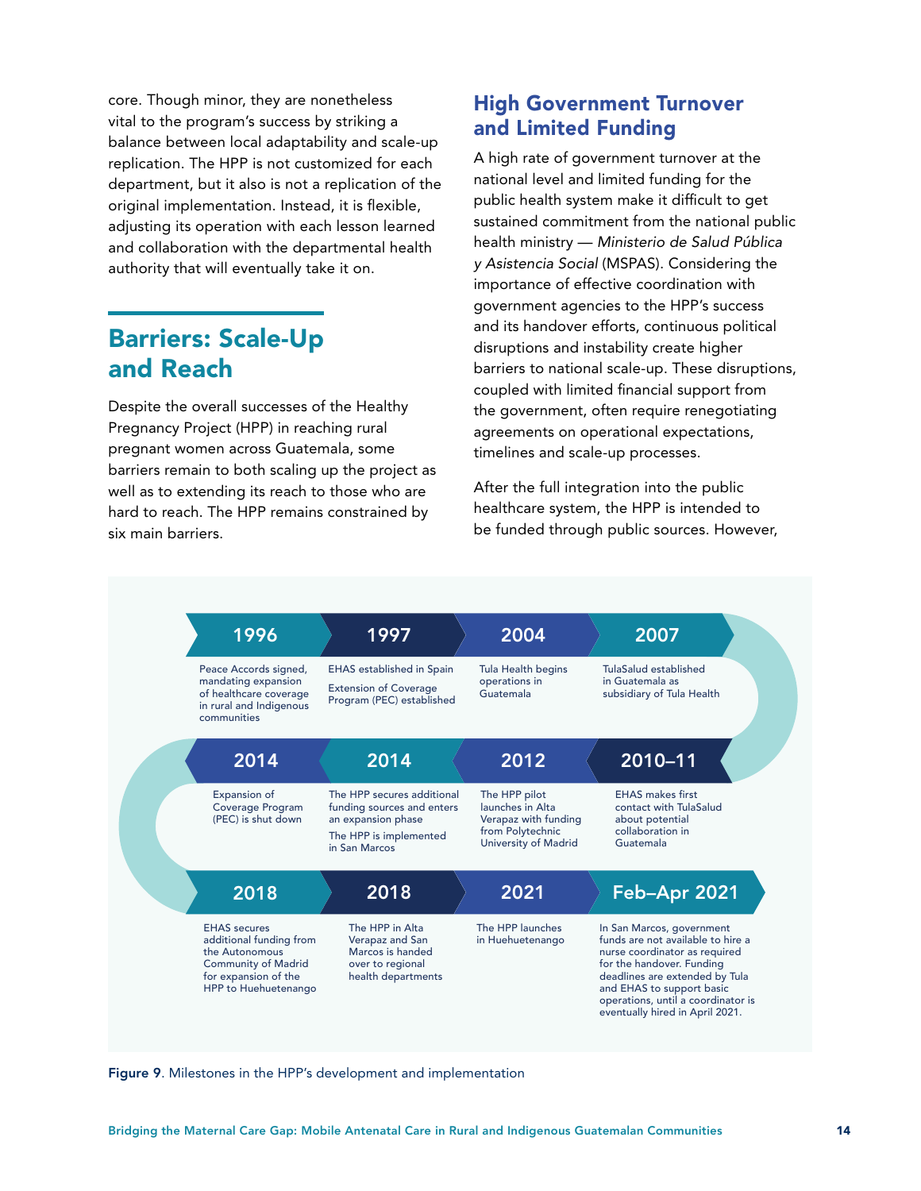core. Though minor, they are nonetheless vital to the program's success by striking a balance between local adaptability and scale-up replication. The HPP is not customized for each department, but it also is not a replication of the original implementation. Instead, it is flexible, adjusting its operation with each lesson learned and collaboration with the departmental health authority that will eventually take it on.

## Barriers: Scale-Up and Reach

Despite the overall successes of the Healthy Pregnancy Project (HPP) in reaching rural pregnant women across Guatemala, some barriers remain to both scaling up the project as well as to extending its reach to those who are hard to reach. The HPP remains constrained by six main barriers.

### High Government Turnover and Limited Funding

A high rate of government turnover at the national level and limited funding for the public health system make it difficult to get sustained commitment from the national public health ministry — *Ministerio de Salud Pública y Asistencia Social* (MSPAS). Considering the importance of effective coordination with government agencies to the HPP's success and its handover efforts, continuous political disruptions and instability create higher barriers to national scale-up. These disruptions, coupled with limited financial support from the government, often require renegotiating agreements on operational expectations, timelines and scale-up processes.

After the full integration into the public healthcare system, the HPP is intended to be funded through public sources. However,

**1996**
Peace Accords signed, mandating expansion of healthcare coverage in rural and Indigenous communities

**1997**
EHAS established in Spain

Extension of Coverage Program (PEC) established

**2004**
Tula Health begins operations in Guatemala

**2007**
TulaSalud established in Guatemala as subsidiary of Tula Health

**2010–11**
EHAS makes first contact with TulaSalud about potential collaboration in Guatemala

**2012**
The HPP pilot launches in Alta Verapaz with funding from Polytechnic University of Madrid

**2014**
The HPP secures additional funding sources and enters an expansion phase

The HPP is implemented in San Marcos

**2014**
Expansion of Coverage Program (PEC) is shut down

**2018**
EHAS secures additional funding from the Autonomous Community of Madrid for expansion of the HPP to Huehuetenango

**2018**
The HPP in Alta Verapaz and San Marcos is handed over to regional health departments

**2021**
The HPP launches in Huehuetenango

**Feb–Apr 2021**
In San Marcos, government funds are not available to hire a nurse coordinator as required for the handover. Funding deadlines are extended by Tula and EHAS to support basic operations, until a coordinator is eventually hired in April 2021.

**Figure 9**. Milestones in the HPP's development and implementation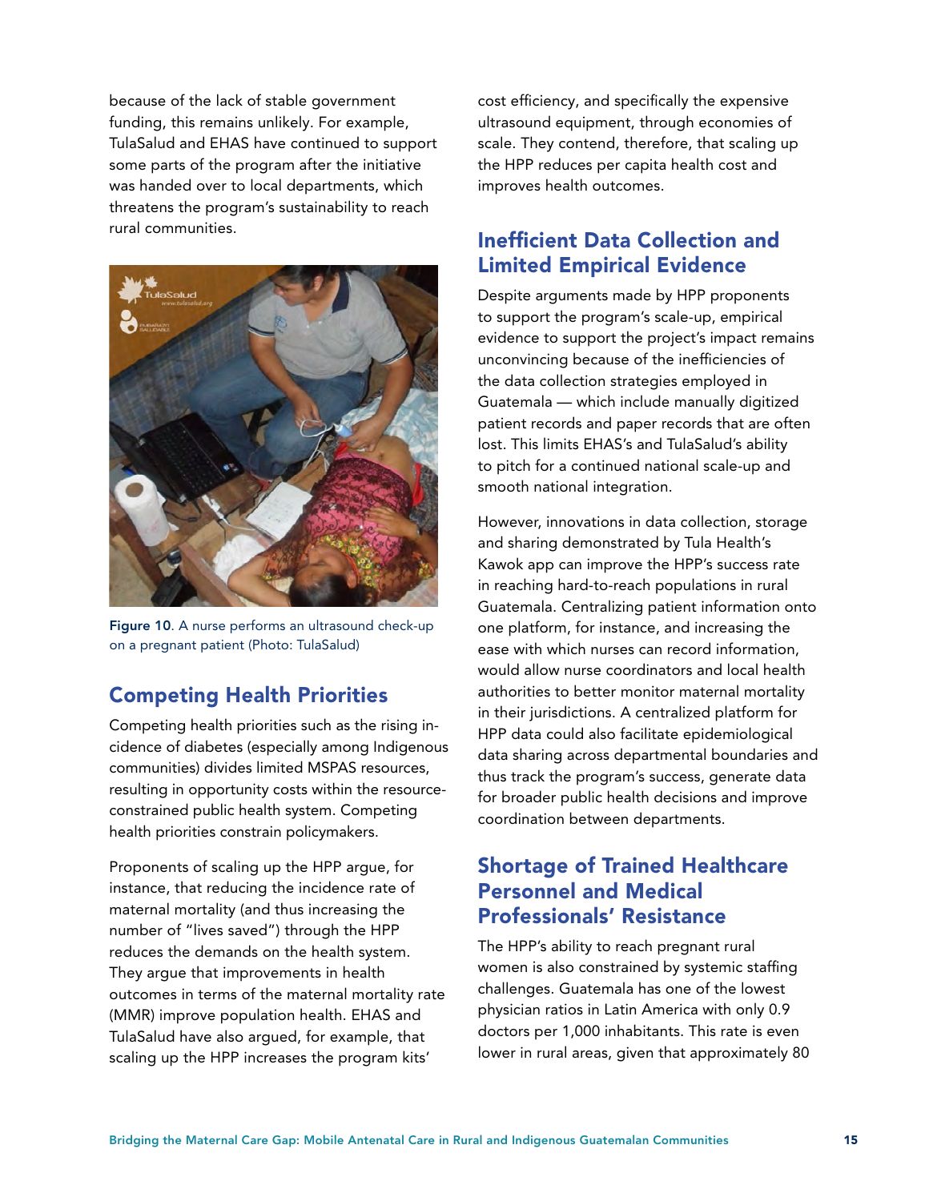because of the lack of stable government funding, this remains unlikely. For example, TulaSalud and EHAS have continued to support some parts of the program after the initiative was handed over to local departments, which threatens the program's sustainability to reach rural communities.

**Figure 10**. A nurse performs an ultrasound check-up on a pregnant patient (Photo: TulaSalud)

## Competing Health Priorities

Competing health priorities such as the rising incidence of diabetes (especially among Indigenous communities) divides limited MSPAS resources, resulting in opportunity costs within the resource-constrained public health system. Competing health priorities constrain policymakers.

Proponents of scaling up the HPP argue, for instance, that reducing the incidence rate of maternal mortality (and thus increasing the number of "lives saved") through the HPP reduces the demands on the health system. They argue that improvements in health outcomes in terms of the maternal mortality rate (MMR) improve population health. EHAS and TulaSalud have also argued, for example, that scaling up the HPP increases the program kits' cost efficiency, and specifically the expensive ultrasound equipment, through economies of scale. They contend, therefore, that scaling up the HPP reduces per capita health cost and improves health outcomes.

## Inefficient Data Collection and Limited Empirical Evidence

Despite arguments made by HPP proponents to support the program's scale-up, empirical evidence to support the project's impact remains unconvincing because of the inefficiencies of the data collection strategies employed in Guatemala — which include manually digitized patient records and paper records that are often lost. This limits EHAS's and TulaSalud's ability to pitch for a continued national scale-up and smooth national integration.

However, innovations in data collection, storage and sharing demonstrated by Tula Health's Kawok app can improve the HPP's success rate in reaching hard-to-reach populations in rural Guatemala. Centralizing patient information onto one platform, for instance, and increasing the ease with which nurses can record information, would allow nurse coordinators and local health authorities to better monitor maternal mortality in their jurisdictions. A centralized platform for HPP data could also facilitate epidemiological data sharing across departmental boundaries and thus track the program's success, generate data for broader public health decisions and improve coordination between departments.

## Shortage of Trained Healthcare Personnel and Medical Professionals' Resistance

The HPP's ability to reach pregnant rural women is also constrained by systemic staffing challenges. Guatemala has one of the lowest physician ratios in Latin America with only 0.9 doctors per 1,000 inhabitants. This rate is even lower in rural areas, given that approximately 80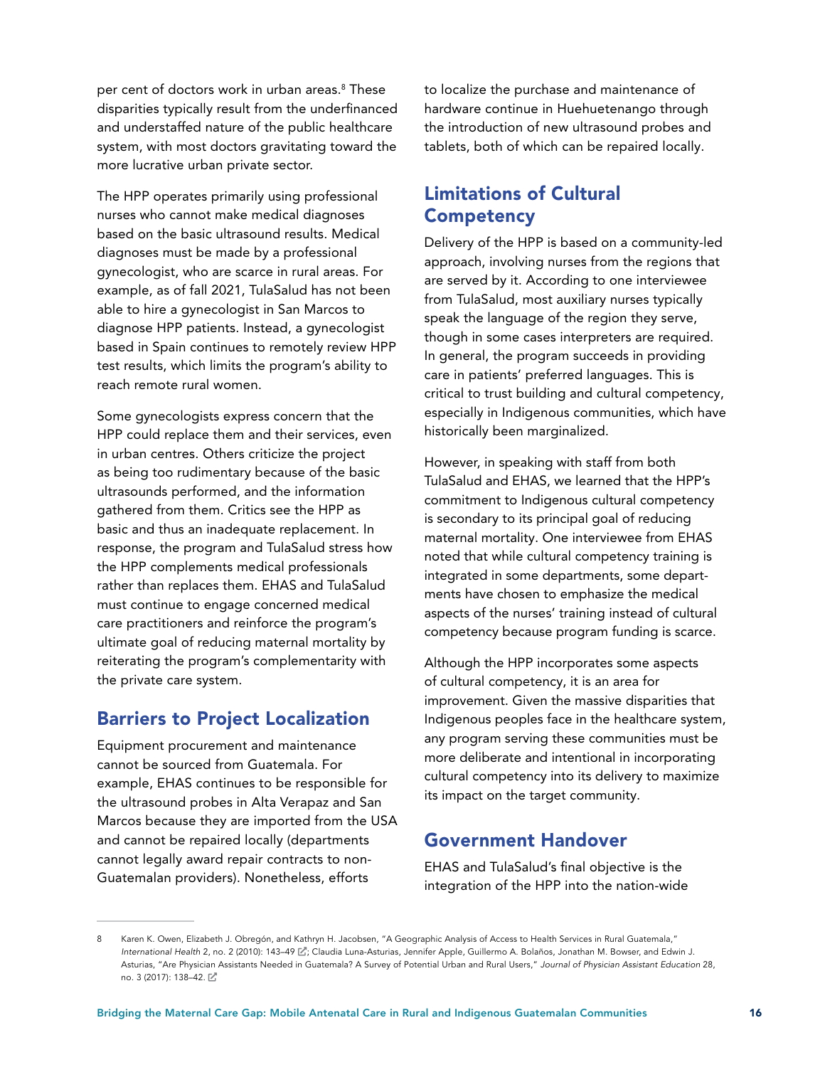per cent of doctors work in urban areas.[8] These disparities typically result from the underfinanced and understaffed nature of the public healthcare system, with most doctors gravitating toward the more lucrative urban private sector.

The HPP operates primarily using professional nurses who cannot make medical diagnoses based on the basic ultrasound results. Medical diagnoses must be made by a professional gynecologist, who are scarce in rural areas. For example, as of fall 2021, TulaSalud has not been able to hire a gynecologist in San Marcos to diagnose HPP patients. Instead, a gynecologist based in Spain continues to remotely review HPP test results, which limits the program's ability to reach remote rural women.

Some gynecologists express concern that the HPP could replace them and their services, even in urban centres. Others criticize the project as being too rudimentary because of the basic ultrasounds performed, and the information gathered from them. Critics see the HPP as basic and thus an inadequate replacement. In response, the program and TulaSalud stress how the HPP complements medical professionals rather than replaces them. EHAS and TulaSalud must continue to engage concerned medical care practitioners and reinforce the program's ultimate goal of reducing maternal mortality by reiterating the program's complementarity with the private care system.

## Barriers to Project Localization

Equipment procurement and maintenance cannot be sourced from Guatemala. For example, EHAS continues to be responsible for the ultrasound probes in Alta Verapaz and San Marcos because they are imported from the USA and cannot be repaired locally (departments cannot legally award repair contracts to non-Guatemalan providers). Nonetheless, efforts to localize the purchase and maintenance of hardware continue in Huehuetenango through the introduction of new ultrasound probes and tablets, both of which can be repaired locally.

## Limitations of Cultural Competency

Delivery of the HPP is based on a community-led approach, involving nurses from the regions that are served by it. According to one interviewee from TulaSalud, most auxiliary nurses typically speak the language of the region they serve, though in some cases interpreters are required. In general, the program succeeds in providing care in patients' preferred languages. This is critical to trust building and cultural competency, especially in Indigenous communities, which have historically been marginalized.

However, in speaking with staff from both TulaSalud and EHAS, we learned that the HPP's commitment to Indigenous cultural competency is secondary to its principal goal of reducing maternal mortality. One interviewee from EHAS noted that while cultural competency training is integrated in some departments, some departments have chosen to emphasize the medical aspects of the nurses' training instead of cultural competency because program funding is scarce.

Although the HPP incorporates some aspects of cultural competency, it is an area for improvement. Given the massive disparities that Indigenous peoples face in the healthcare system, any program serving these communities must be more deliberate and intentional in incorporating cultural competency into its delivery to maximize its impact on the target community.

## Government Handover

EHAS and TulaSalud's final objective is the integration of the HPP into the nation-wide

---

8 Karen K. Owen, Elizabeth J. Obregón, and Kathryn H. Jacobsen, "A Geographic Analysis of Access to Health Services in Rural Guatemala," *International Health* 2, no. 2 (2010): 143–49; Claudia Luna-Asturias, Jennifer Apple, Guillermo A. Bolaños, Jonathan M. Bowser, and Edwin J. Asturias, "Are Physician Assistants Needed in Guatemala? A Survey of Potential Urban and Rural Users," *Journal of Physician Assistant Education* 28, no. 3 (2017): 138–42.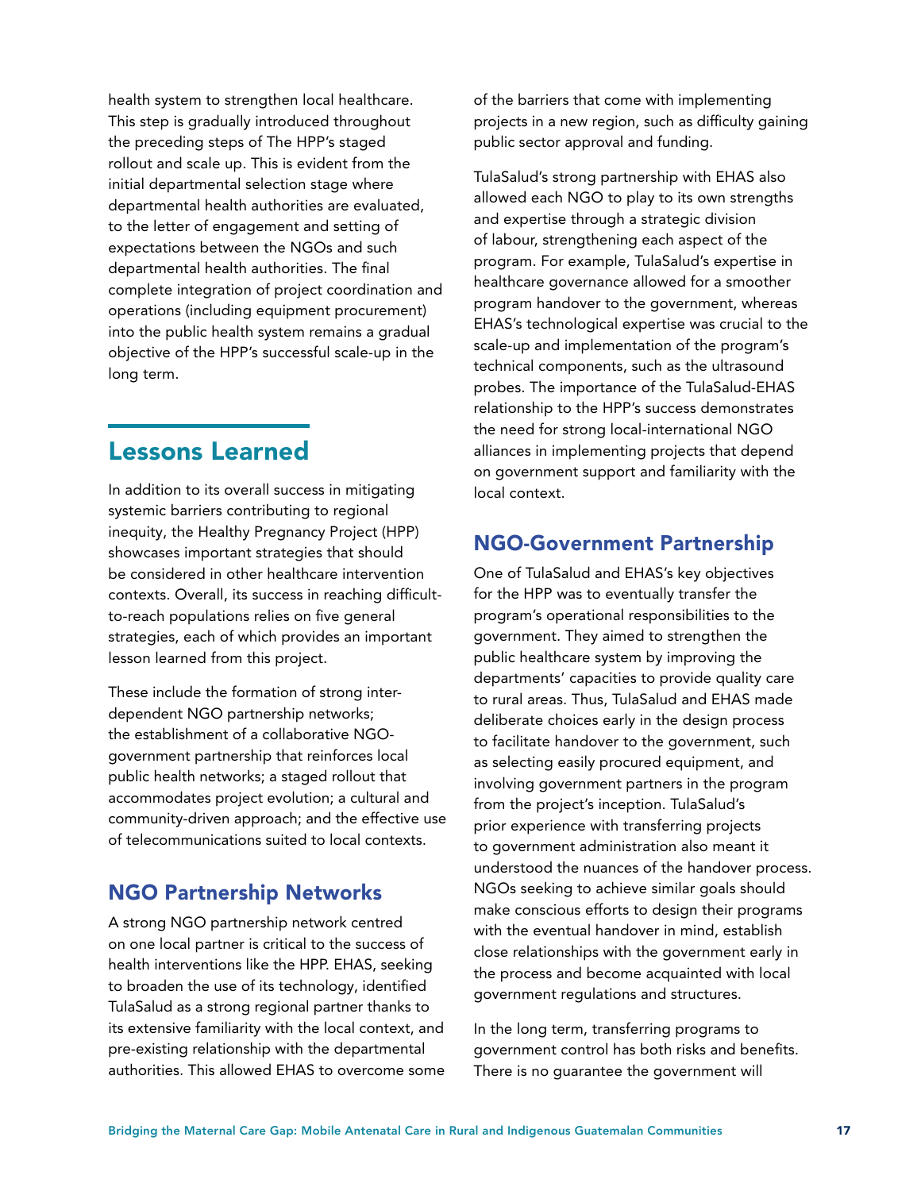health system to strengthen local healthcare. This step is gradually introduced throughout the preceding steps of The HPP's staged rollout and scale up. This is evident from the initial departmental selection stage where departmental health authorities are evaluated, to the letter of engagement and setting of expectations between the NGOs and such departmental health authorities. The final complete integration of project coordination and operations (including equipment procurement) into the public health system remains a gradual objective of the HPP's successful scale-up in the long term.

## Lessons Learned

In addition to its overall success in mitigating systemic barriers contributing to regional inequity, the Healthy Pregnancy Project (HPP) showcases important strategies that should be considered in other healthcare intervention contexts. Overall, its success in reaching difficult-to-reach populations relies on five general strategies, each of which provides an important lesson learned from this project.

These include the formation of strong inter-dependent NGO partnership networks; the establishment of a collaborative NGO-government partnership that reinforces local public health networks; a staged rollout that accommodates project evolution; a cultural and community-driven approach; and the effective use of telecommunications suited to local contexts.

### NGO Partnership Networks

A strong NGO partnership network centred on one local partner is critical to the success of health interventions like the HPP. EHAS, seeking to broaden the use of its technology, identified TulaSalud as a strong regional partner thanks to its extensive familiarity with the local context, and pre-existing relationship with the departmental authorities. This allowed EHAS to overcome some of the barriers that come with implementing projects in a new region, such as difficulty gaining public sector approval and funding.

TulaSalud's strong partnership with EHAS also allowed each NGO to play to its own strengths and expertise through a strategic division of labour, strengthening each aspect of the program. For example, TulaSalud's expertise in healthcare governance allowed for a smoother program handover to the government, whereas EHAS's technological expertise was crucial to the scale-up and implementation of the program's technical components, such as the ultrasound probes. The importance of the TulaSalud-EHAS relationship to the HPP's success demonstrates the need for strong local-international NGO alliances in implementing projects that depend on government support and familiarity with the local context.

### NGO-Government Partnership

One of TulaSalud and EHAS's key objectives for the HPP was to eventually transfer the program's operational responsibilities to the government. They aimed to strengthen the public healthcare system by improving the departments' capacities to provide quality care to rural areas. Thus, TulaSalud and EHAS made deliberate choices early in the design process to facilitate handover to the government, such as selecting easily procured equipment, and involving government partners in the program from the project's inception. TulaSalud's prior experience with transferring projects to government administration also meant it understood the nuances of the handover process. NGOs seeking to achieve similar goals should make conscious efforts to design their programs with the eventual handover in mind, establish close relationships with the government early in the process and become acquainted with local government regulations and structures.

In the long term, transferring programs to government control has both risks and benefits. There is no guarantee the government will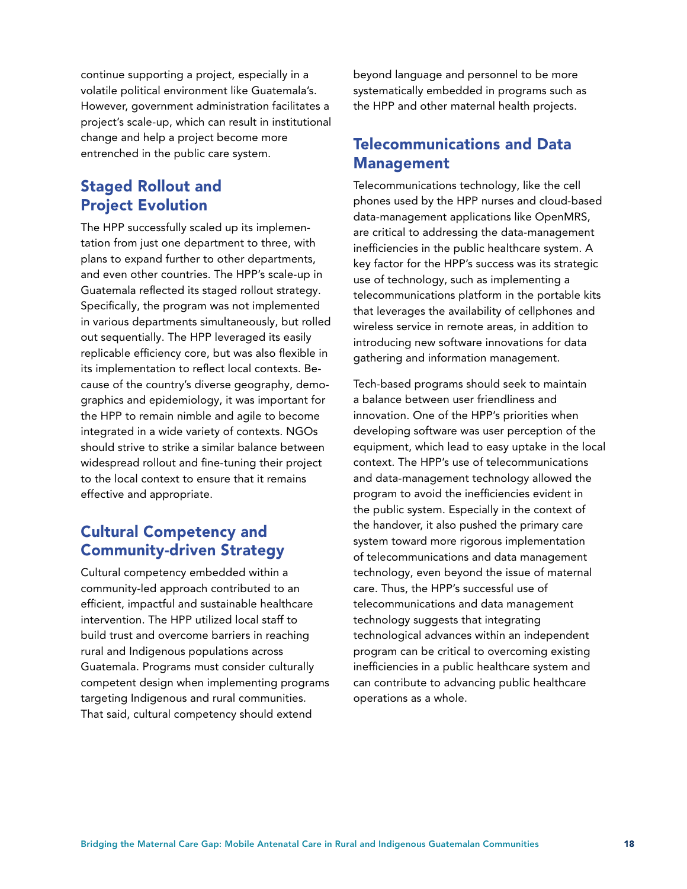continue supporting a project, especially in a volatile political environment like Guatemala's. However, government administration facilitates a project's scale-up, which can result in institutional change and help a project become more entrenched in the public care system.

## Staged Rollout and Project Evolution

The HPP successfully scaled up its implementation from just one department to three, with plans to expand further to other departments, and even other countries. The HPP's scale-up in Guatemala reflected its staged rollout strategy. Specifically, the program was not implemented in various departments simultaneously, but rolled out sequentially. The HPP leveraged its easily replicable efficiency core, but was also flexible in its implementation to reflect local contexts. Because of the country's diverse geography, demographics and epidemiology, it was important for the HPP to remain nimble and agile to become integrated in a wide variety of contexts. NGOs should strive to strike a similar balance between widespread rollout and fine-tuning their project to the local context to ensure that it remains effective and appropriate.

## Cultural Competency and Community-driven Strategy

Cultural competency embedded within a community-led approach contributed to an efficient, impactful and sustainable healthcare intervention. The HPP utilized local staff to build trust and overcome barriers in reaching rural and Indigenous populations across Guatemala. Programs must consider culturally competent design when implementing programs targeting Indigenous and rural communities. That said, cultural competency should extend beyond language and personnel to be more systematically embedded in programs such as the HPP and other maternal health projects.

## Telecommunications and Data Management

Telecommunications technology, like the cell phones used by the HPP nurses and cloud-based data-management applications like OpenMRS, are critical to addressing the data-management inefficiencies in the public healthcare system. A key factor for the HPP's success was its strategic use of technology, such as implementing a telecommunications platform in the portable kits that leverages the availability of cellphones and wireless service in remote areas, in addition to introducing new software innovations for data gathering and information management.

Tech-based programs should seek to maintain a balance between user friendliness and innovation. One of the HPP's priorities when developing software was user perception of the equipment, which lead to easy uptake in the local context. The HPP's use of telecommunications and data-management technology allowed the program to avoid the inefficiencies evident in the public system. Especially in the context of the handover, it also pushed the primary care system toward more rigorous implementation of telecommunications and data management technology, even beyond the issue of maternal care. Thus, the HPP's successful use of telecommunications and data management technology suggests that integrating technological advances within an independent program can be critical to overcoming existing inefficiencies in a public healthcare system and can contribute to advancing public healthcare operations as a whole.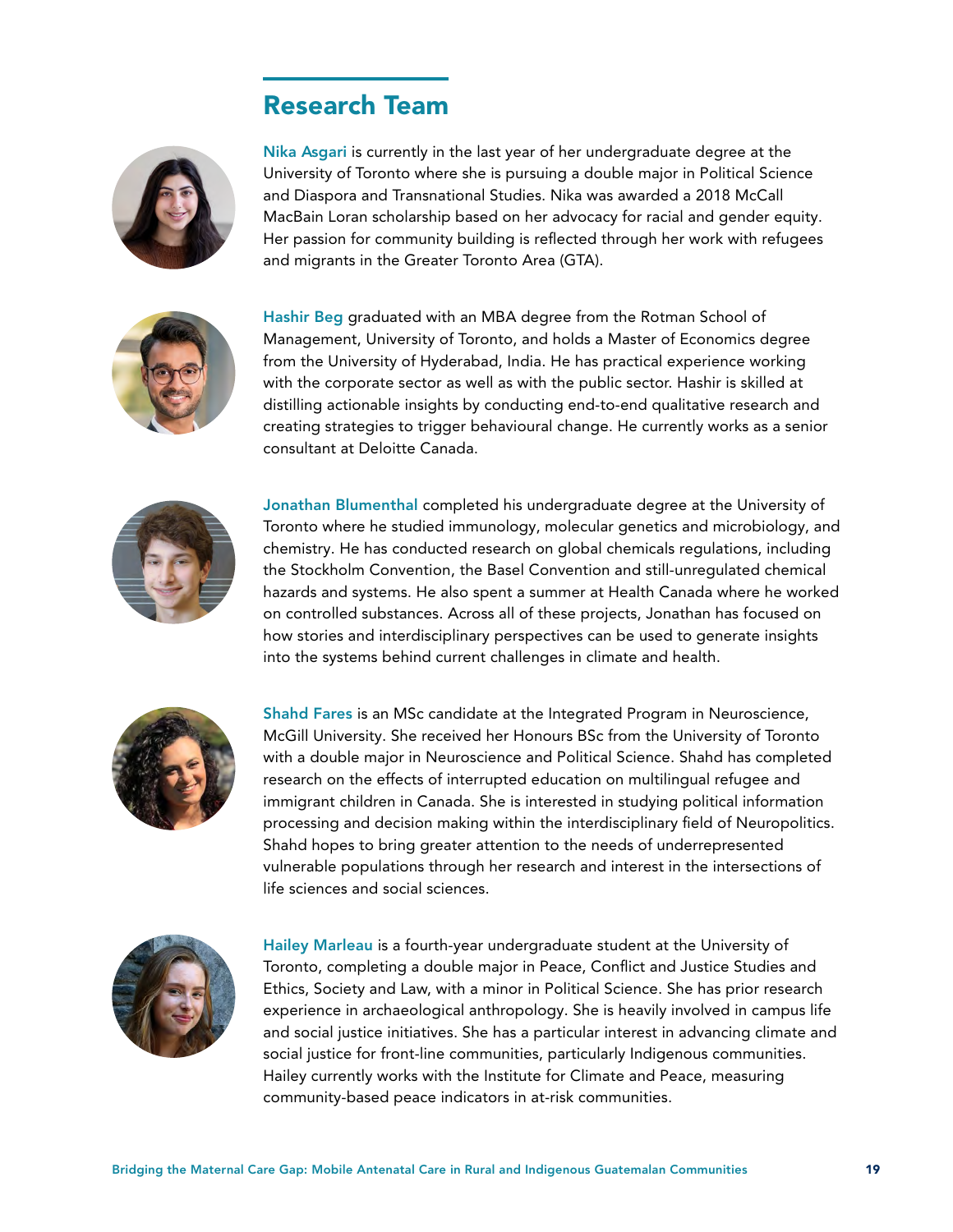## Research Team

**Nika Asgari** is currently in the last year of her undergraduate degree at the University of Toronto where she is pursuing a double major in Political Science and Diaspora and Transnational Studies. Nika was awarded a 2018 McCall MacBain Loran scholarship based on her advocacy for racial and gender equity. Her passion for community building is reflected through her work with refugees and migrants in the Greater Toronto Area (GTA).

**Hashir Beg** graduated with an MBA degree from the Rotman School of Management, University of Toronto, and holds a Master of Economics degree from the University of Hyderabad, India. He has practical experience working with the corporate sector as well as with the public sector. Hashir is skilled at distilling actionable insights by conducting end-to-end qualitative research and creating strategies to trigger behavioural change. He currently works as a senior consultant at Deloitte Canada.

**Jonathan Blumenthal** completed his undergraduate degree at the University of Toronto where he studied immunology, molecular genetics and microbiology, and chemistry. He has conducted research on global chemicals regulations, including the Stockholm Convention, the Basel Convention and still-unregulated chemical hazards and systems. He also spent a summer at Health Canada where he worked on controlled substances. Across all of these projects, Jonathan has focused on how stories and interdisciplinary perspectives can be used to generate insights into the systems behind current challenges in climate and health.

**Shahd Fares** is an MSc candidate at the Integrated Program in Neuroscience, McGill University. She received her Honours BSc from the University of Toronto with a double major in Neuroscience and Political Science. Shahd has completed research on the effects of interrupted education on multilingual refugee and immigrant children in Canada. She is interested in studying political information processing and decision making within the interdisciplinary field of Neuropolitics. Shahd hopes to bring greater attention to the needs of underrepresented vulnerable populations through her research and interest in the intersections of life sciences and social sciences.

**Hailey Marleau** is a fourth-year undergraduate student at the University of Toronto, completing a double major in Peace, Conflict and Justice Studies and Ethics, Society and Law, with a minor in Political Science. She has prior research experience in archaeological anthropology. She is heavily involved in campus life and social justice initiatives. She has a particular interest in advancing climate and social justice for front-line communities, particularly Indigenous communities. Hailey currently works with the Institute for Climate and Peace, measuring community-based peace indicators in at-risk communities.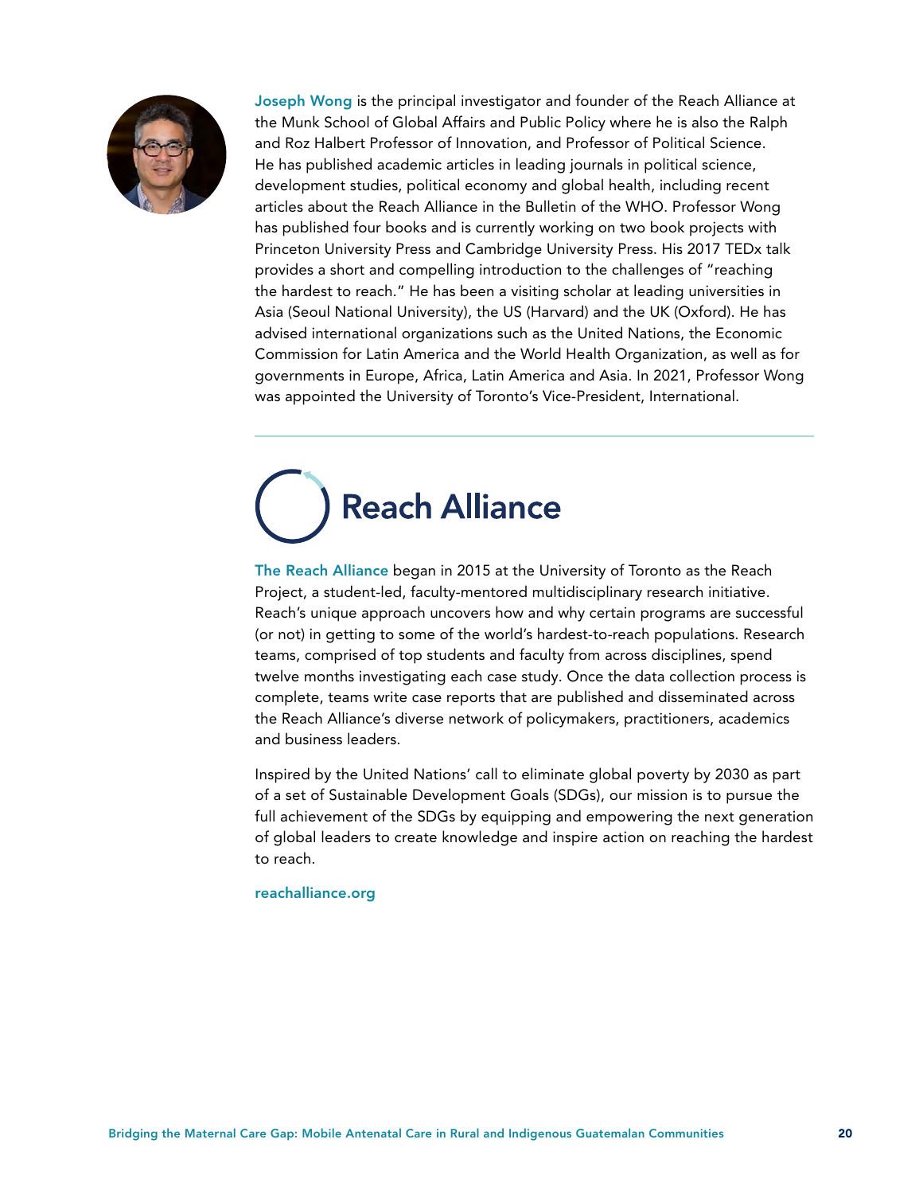**Joseph Wong** is the principal investigator and founder of the Reach Alliance at the Munk School of Global Affairs and Public Policy where he is also the Ralph and Roz Halbert Professor of Innovation, and Professor of Political Science. He has published academic articles in leading journals in political science, development studies, political economy and global health, including recent articles about the Reach Alliance in the Bulletin of the WHO. Professor Wong has published four books and is currently working on two book projects with Princeton University Press and Cambridge University Press. His 2017 TEDx talk provides a short and compelling introduction to the challenges of "reaching the hardest to reach." He has been a visiting scholar at leading universities in Asia (Seoul National University), the US (Harvard) and the UK (Oxford). He has advised international organizations such as the United Nations, the Economic Commission for Latin America and the World Health Organization, as well as for governments in Europe, Africa, Latin America and Asia. In 2021, Professor Wong was appointed the University of Toronto's Vice-President, International.

---

# Reach Alliance

**The Reach Alliance** began in 2015 at the University of Toronto as the Reach Project, a student-led, faculty-mentored multidisciplinary research initiative. Reach's unique approach uncovers how and why certain programs are successful (or not) in getting to some of the world's hardest-to-reach populations. Research teams, comprised of top students and faculty from across disciplines, spend twelve months investigating each case study. Once the data collection process is complete, teams write case reports that are published and disseminated across the Reach Alliance's diverse network of policymakers, practitioners, academics and business leaders.

Inspired by the United Nations' call to eliminate global poverty by 2030 as part of a set of Sustainable Development Goals (SDGs), our mission is to pursue the full achievement of the SDGs by equipping and empowering the next generation of global leaders to create knowledge and inspire action on reaching the hardest to reach.

**reachalliance.org**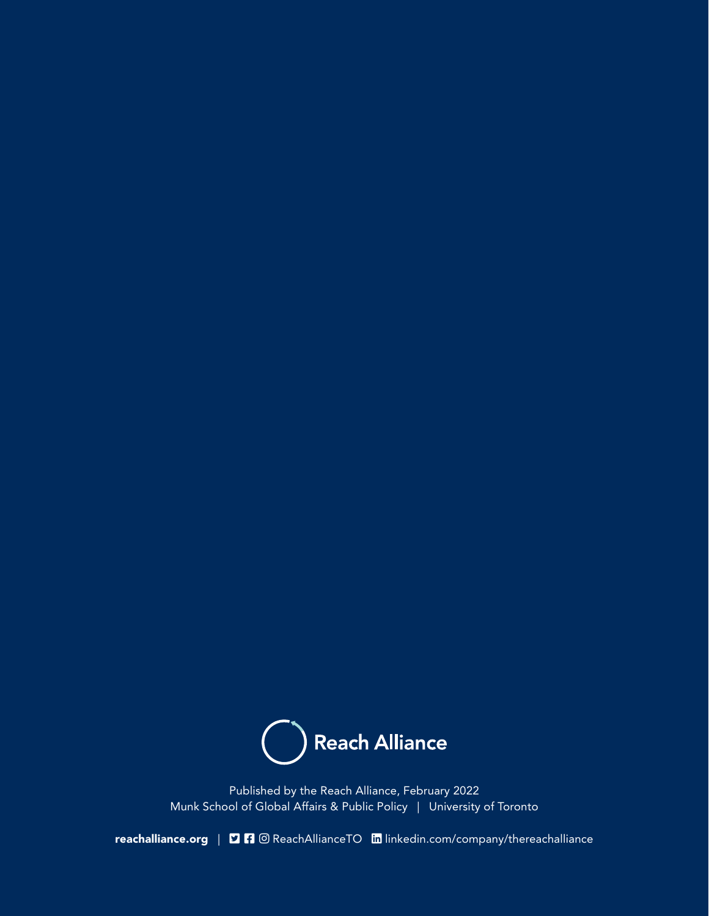Reach Alliance

Published by the Reach Alliance, February 2022
Munk School of Global Affairs & Public Policy | University of Toronto

**reachalliance.org** | ReachAllianceTO linkedin.com/company/thereachalliance